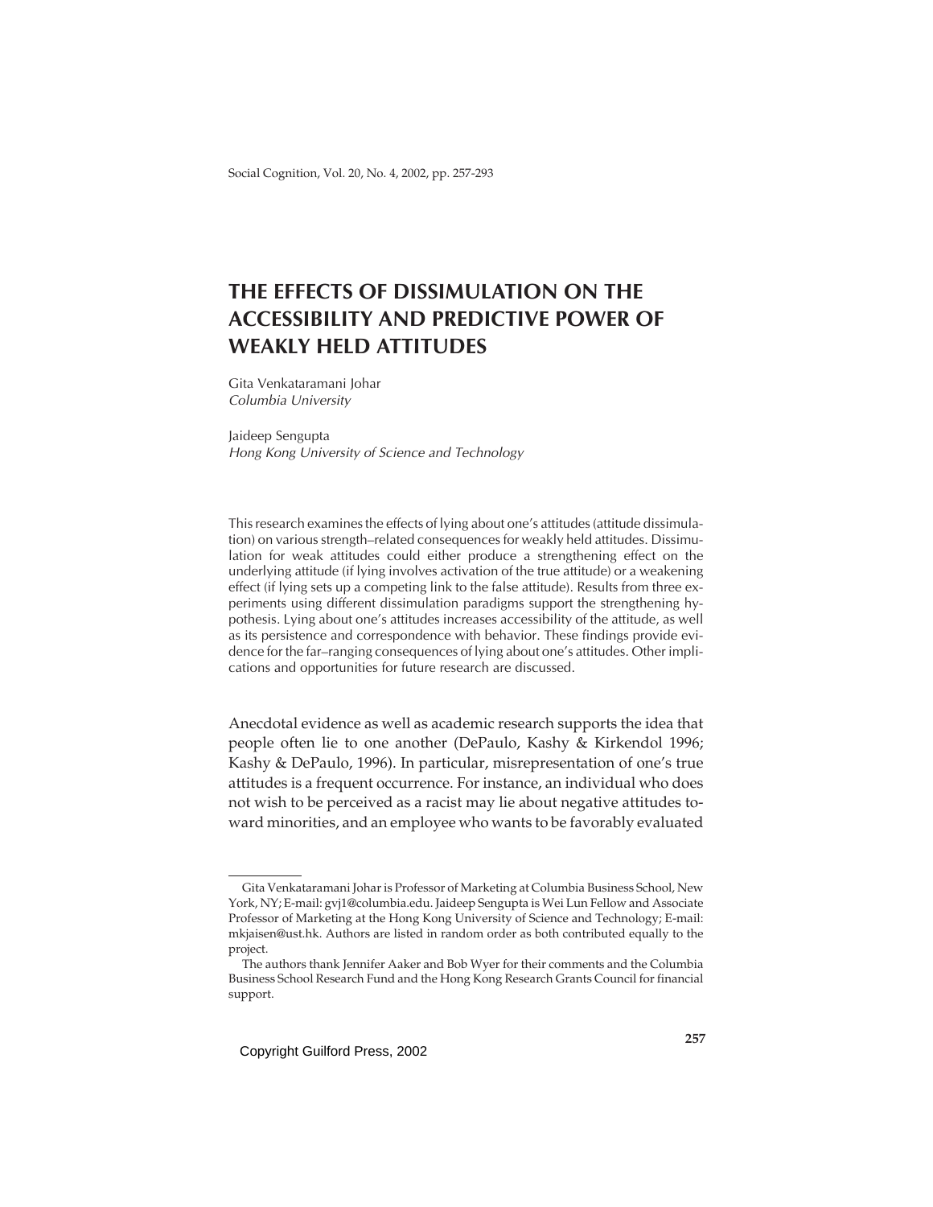# THE EFFECTS OF DISSIMULATION ON THE ACCESSIBILITY AND PREDICTIVE POWER OF WEAKLY HELD ATTITUDES

Gita Venkataramani Johar
*Columbia University*

Jaideep Sengupta
*Hong Kong University of Science and Technology*

This research examines the effects of lying about one's attitudes (attitude dissimulation) on various strength–related consequences for weakly held attitudes. Dissimulation for weak attitudes could either produce a strengthening effect on the underlying attitude (if lying involves activation of the true attitude) or a weakening effect (if lying sets up a competing link to the false attitude). Results from three experiments using different dissimulation paradigms support the strengthening hypothesis. Lying about one's attitudes increases accessibility of the attitude, as well as its persistence and correspondence with behavior. These findings provide evidence for the far–ranging consequences of lying about one's attitudes. Other implications and opportunities for future research are discussed.

Anecdotal evidence as well as academic research supports the idea that people often lie to one another (DePaulo, Kashy & Kirkendol 1996; Kashy & DePaulo, 1996). In particular, misrepresentation of one's true attitudes is a frequent occurrence. For instance, an individual who does not wish to be perceived as a racist may lie about negative attitudes toward minorities, and an employee who wants to be favorably evaluated

---

Gita Venkataramani Johar is Professor of Marketing at Columbia Business School, New York, NY; E-mail: gvj1@columbia.edu. Jaideep Sengupta is Wei Lun Fellow and Associate Professor of Marketing at the Hong Kong University of Science and Technology; E-mail: mkjaisen@ust.hk. Authors are listed in random order as both contributed equally to the project.

The authors thank Jennifer Aaker and Bob Wyer for their comments and the Columbia Business School Research Fund and the Hong Kong Research Grants Council for financial support.

Copyright Guilford Press, 2002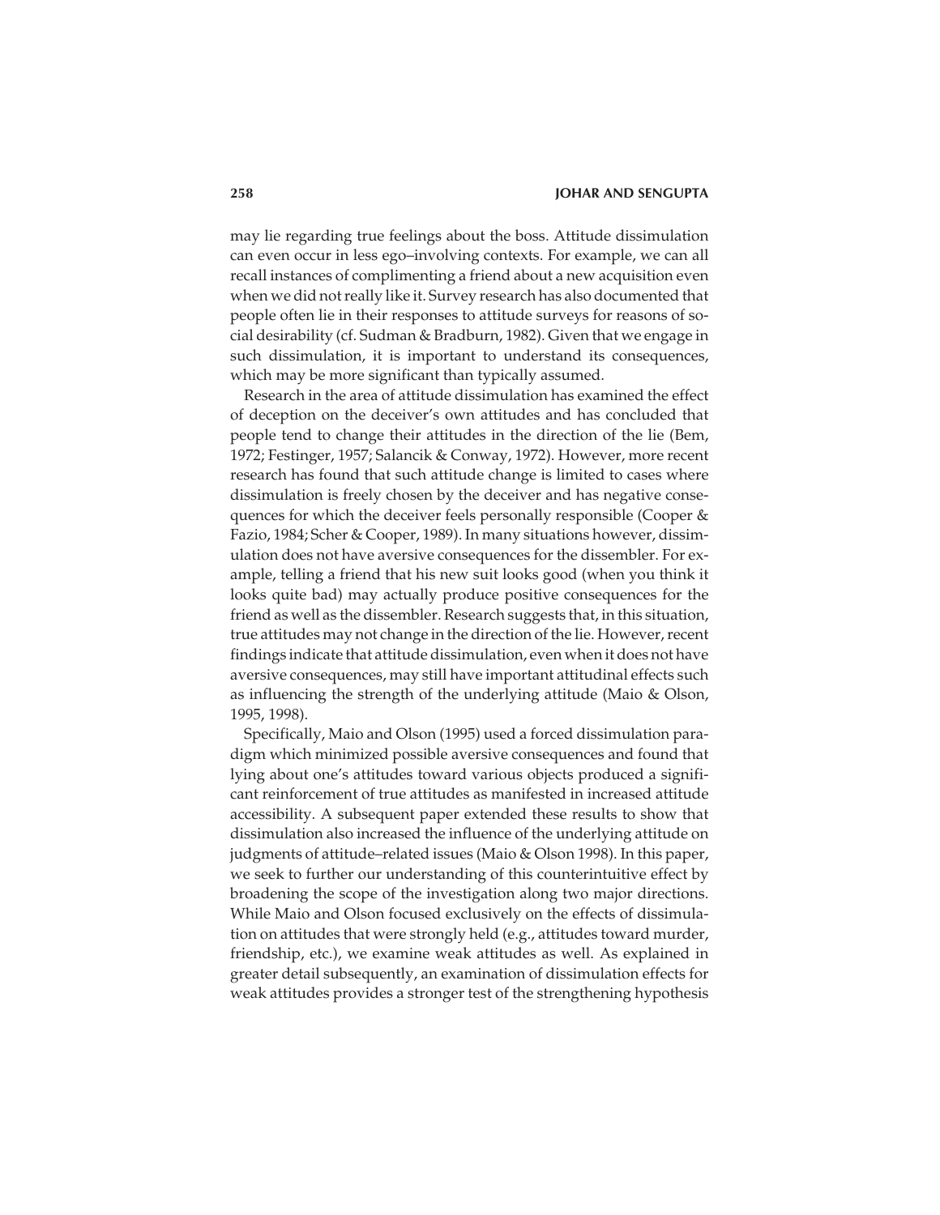may lie regarding true feelings about the boss. Attitude dissimulation can even occur in less ego–involving contexts. For example, we can all recall instances of complimenting a friend about a new acquisition even when we did not really like it. Survey research has also documented that people often lie in their responses to attitude surveys for reasons of social desirability (cf. Sudman & Bradburn, 1982). Given that we engage in such dissimulation, it is important to understand its consequences, which may be more significant than typically assumed.

Research in the area of attitude dissimulation has examined the effect of deception on the deceiver's own attitudes and has concluded that people tend to change their attitudes in the direction of the lie (Bem, 1972; Festinger, 1957; Salancik & Conway, 1972). However, more recent research has found that such attitude change is limited to cases where dissimulation is freely chosen by the deceiver and has negative consequences for which the deceiver feels personally responsible (Cooper & Fazio, 1984; Scher & Cooper, 1989). In many situations however, dissimulation does not have aversive consequences for the dissembler. For example, telling a friend that his new suit looks good (when you think it looks quite bad) may actually produce positive consequences for the friend as well as the dissembler. Research suggests that, in this situation, true attitudes may not change in the direction of the lie. However, recent findings indicate that attitude dissimulation, even when it does not have aversive consequences, may still have important attitudinal effects such as influencing the strength of the underlying attitude (Maio & Olson, 1995, 1998).

Specifically, Maio and Olson (1995) used a forced dissimulation paradigm which minimized possible aversive consequences and found that lying about one's attitudes toward various objects produced a significant reinforcement of true attitudes as manifested in increased attitude accessibility. A subsequent paper extended these results to show that dissimulation also increased the influence of the underlying attitude on judgments of attitude–related issues (Maio & Olson 1998). In this paper, we seek to further our understanding of this counterintuitive effect by broadening the scope of the investigation along two major directions. While Maio and Olson focused exclusively on the effects of dissimulation on attitudes that were strongly held (e.g., attitudes toward murder, friendship, etc.), we examine weak attitudes as well. As explained in greater detail subsequently, an examination of dissimulation effects for weak attitudes provides a stronger test of the strengthening hypothesis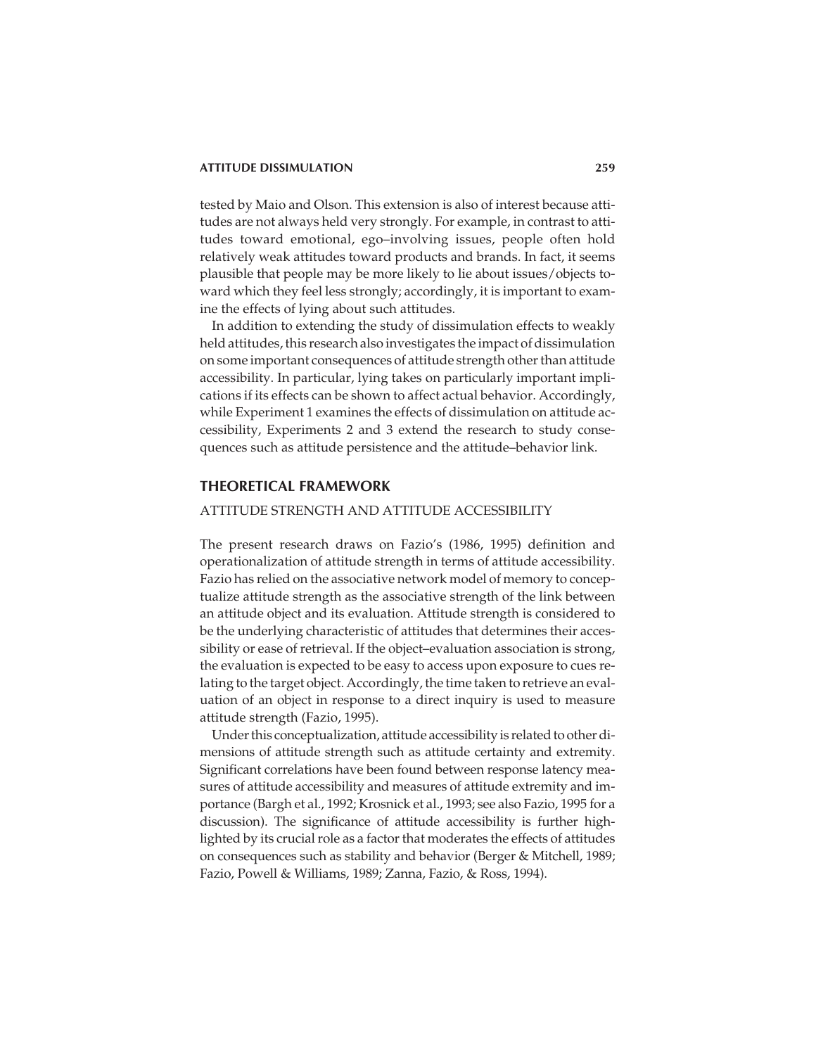tested by Maio and Olson. This extension is also of interest because attitudes are not always held very strongly. For example, in contrast to attitudes toward emotional, ego–involving issues, people often hold relatively weak attitudes toward products and brands. In fact, it seems plausible that people may be more likely to lie about issues/objects toward which they feel less strongly; accordingly, it is important to examine the effects of lying about such attitudes.

In addition to extending the study of dissimulation effects to weakly held attitudes, this research also investigates the impact of dissimulation on some important consequences of attitude strength other than attitude accessibility. In particular, lying takes on particularly important implications if its effects can be shown to affect actual behavior. Accordingly, while Experiment 1 examines the effects of dissimulation on attitude accessibility, Experiments 2 and 3 extend the research to study consequences such as attitude persistence and the attitude–behavior link.

## THEORETICAL FRAMEWORK

### ATTITUDE STRENGTH AND ATTITUDE ACCESSIBILITY

The present research draws on Fazio's (1986, 1995) definition and operationalization of attitude strength in terms of attitude accessibility. Fazio has relied on the associative network model of memory to conceptualize attitude strength as the associative strength of the link between an attitude object and its evaluation. Attitude strength is considered to be the underlying characteristic of attitudes that determines their accessibility or ease of retrieval. If the object–evaluation association is strong, the evaluation is expected to be easy to access upon exposure to cues relating to the target object. Accordingly, the time taken to retrieve an evaluation of an object in response to a direct inquiry is used to measure attitude strength (Fazio, 1995).

Under this conceptualization, attitude accessibility is related to other dimensions of attitude strength such as attitude certainty and extremity. Significant correlations have been found between response latency measures of attitude accessibility and measures of attitude extremity and importance (Bargh et al., 1992; Krosnick et al., 1993; see also Fazio, 1995 for a discussion). The significance of attitude accessibility is further highlighted by its crucial role as a factor that moderates the effects of attitudes on consequences such as stability and behavior (Berger & Mitchell, 1989; Fazio, Powell & Williams, 1989; Zanna, Fazio, & Ross, 1994).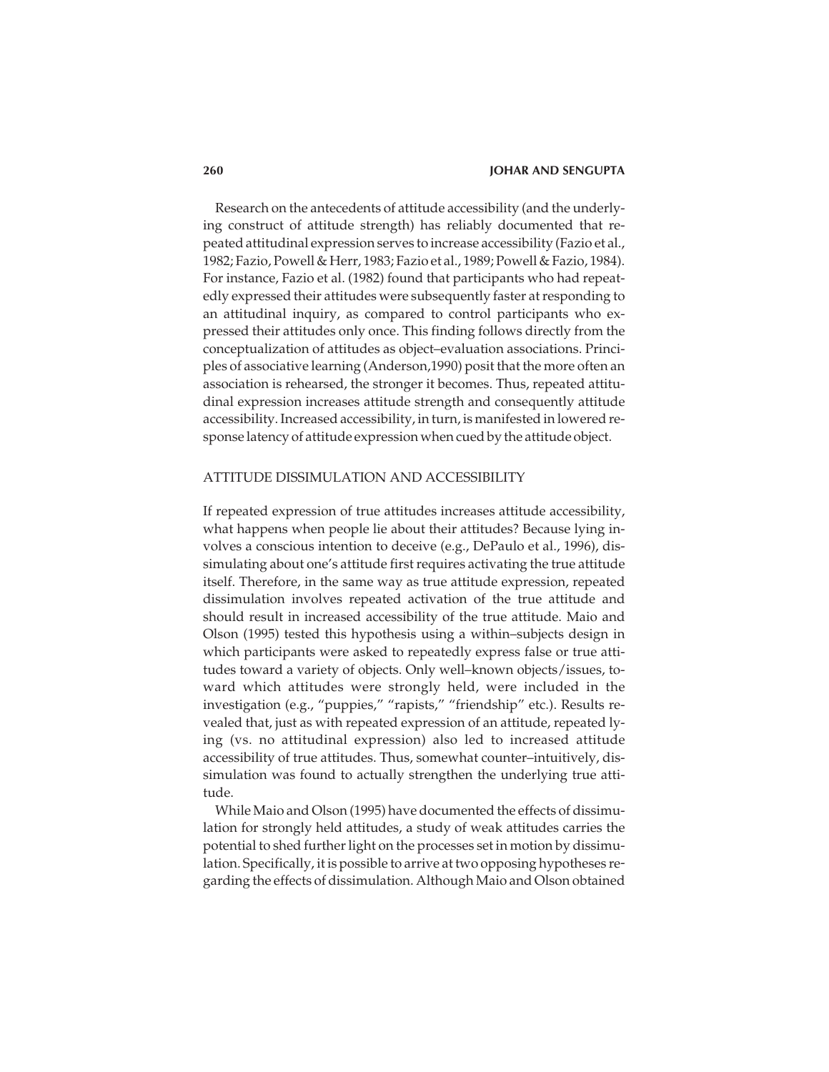Research on the antecedents of attitude accessibility (and the underlying construct of attitude strength) has reliably documented that repeated attitudinal expression serves to increase accessibility (Fazio et al., 1982; Fazio, Powell & Herr, 1983; Fazio et al., 1989; Powell & Fazio, 1984). For instance, Fazio et al. (1982) found that participants who had repeatedly expressed their attitudes were subsequently faster at responding to an attitudinal inquiry, as compared to control participants who expressed their attitudes only once. This finding follows directly from the conceptualization of attitudes as object–evaluation associations. Principles of associative learning (Anderson,1990) posit that the more often an association is rehearsed, the stronger it becomes. Thus, repeated attitudinal expression increases attitude strength and consequently attitude accessibility. Increased accessibility, in turn, is manifested in lowered response latency of attitude expression when cued by the attitude object.

## ATTITUDE DISSIMULATION AND ACCESSIBILITY

If repeated expression of true attitudes increases attitude accessibility, what happens when people lie about their attitudes? Because lying involves a conscious intention to deceive (e.g., DePaulo et al., 1996), dissimulating about one's attitude first requires activating the true attitude itself. Therefore, in the same way as true attitude expression, repeated dissimulation involves repeated activation of the true attitude and should result in increased accessibility of the true attitude. Maio and Olson (1995) tested this hypothesis using a within–subjects design in which participants were asked to repeatedly express false or true attitudes toward a variety of objects. Only well–known objects/issues, toward which attitudes were strongly held, were included in the investigation (e.g., "puppies," "rapists," "friendship" etc.). Results revealed that, just as with repeated expression of an attitude, repeated lying (vs. no attitudinal expression) also led to increased attitude accessibility of true attitudes. Thus, somewhat counter–intuitively, dissimulation was found to actually strengthen the underlying true attitude.

While Maio and Olson (1995) have documented the effects of dissimulation for strongly held attitudes, a study of weak attitudes carries the potential to shed further light on the processes set in motion by dissimulation. Specifically, it is possible to arrive at two opposing hypotheses regarding the effects of dissimulation. Although Maio and Olson obtained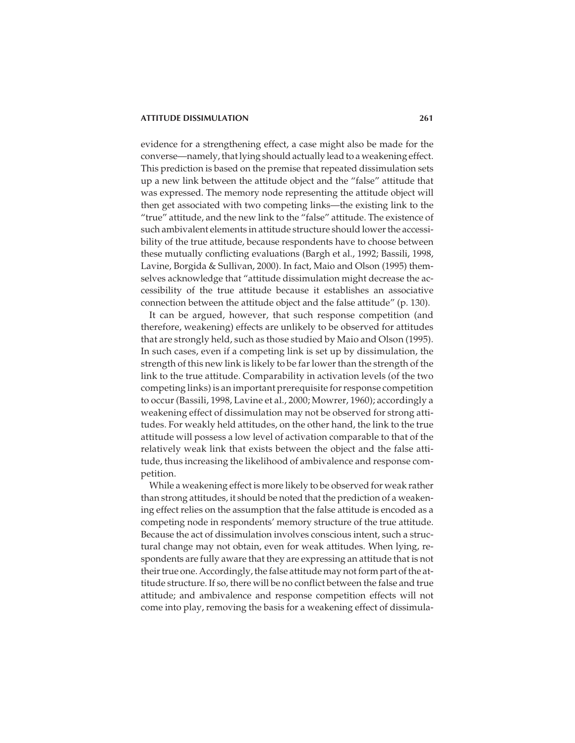evidence for a strengthening effect, a case might also be made for the converse—namely, that lying should actually lead to a weakening effect. This prediction is based on the premise that repeated dissimulation sets up a new link between the attitude object and the "false" attitude that was expressed. The memory node representing the attitude object will then get associated with two competing links—the existing link to the "true" attitude, and the new link to the "false" attitude. The existence of such ambivalent elements in attitude structure should lower the accessibility of the true attitude, because respondents have to choose between these mutually conflicting evaluations (Bargh et al., 1992; Bassili, 1998, Lavine, Borgida & Sullivan, 2000). In fact, Maio and Olson (1995) themselves acknowledge that "attitude dissimulation might decrease the accessibility of the true attitude because it establishes an associative connection between the attitude object and the false attitude" (p. 130).

It can be argued, however, that such response competition (and therefore, weakening) effects are unlikely to be observed for attitudes that are strongly held, such as those studied by Maio and Olson (1995). In such cases, even if a competing link is set up by dissimulation, the strength of this new link is likely to be far lower than the strength of the link to the true attitude. Comparability in activation levels (of the two competing links) is an important prerequisite for response competition to occur (Bassili, 1998, Lavine et al., 2000; Mowrer, 1960); accordingly a weakening effect of dissimulation may not be observed for strong attitudes. For weakly held attitudes, on the other hand, the link to the true attitude will possess a low level of activation comparable to that of the relatively weak link that exists between the object and the false attitude, thus increasing the likelihood of ambivalence and response competition.

While a weakening effect is more likely to be observed for weak rather than strong attitudes, it should be noted that the prediction of a weakening effect relies on the assumption that the false attitude is encoded as a competing node in respondents' memory structure of the true attitude. Because the act of dissimulation involves conscious intent, such a structural change may not obtain, even for weak attitudes. When lying, respondents are fully aware that they are expressing an attitude that is not their true one. Accordingly, the false attitude may not form part of the attitude structure. If so, there will be no conflict between the false and true attitude; and ambivalence and response competition effects will not come into play, removing the basis for a weakening effect of dissimula-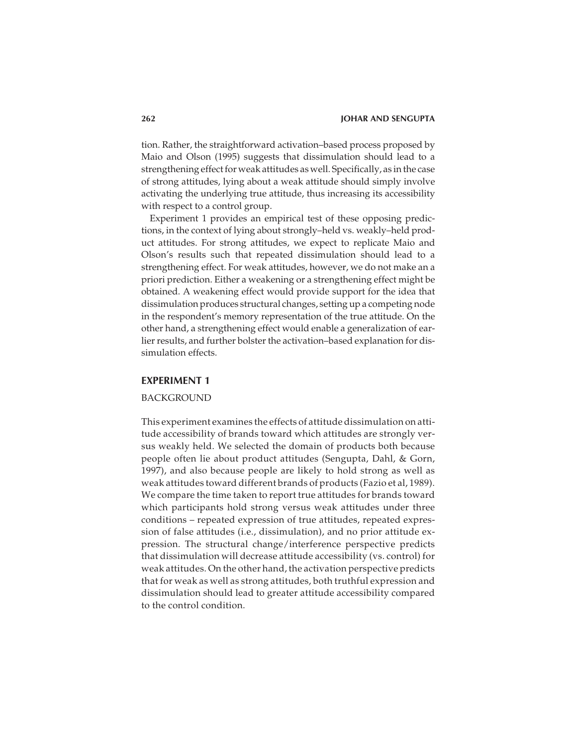tion. Rather, the straightforward activation–based process proposed by Maio and Olson (1995) suggests that dissimulation should lead to a strengthening effect for weak attitudes as well. Specifically, as in the case of strong attitudes, lying about a weak attitude should simply involve activating the underlying true attitude, thus increasing its accessibility with respect to a control group.

Experiment 1 provides an empirical test of these opposing predictions, in the context of lying about strongly–held vs. weakly–held product attitudes. For strong attitudes, we expect to replicate Maio and Olson's results such that repeated dissimulation should lead to a strengthening effect. For weak attitudes, however, we do not make an a priori prediction. Either a weakening or a strengthening effect might be obtained. A weakening effect would provide support for the idea that dissimulation produces structural changes, setting up a competing node in the respondent's memory representation of the true attitude. On the other hand, a strengthening effect would enable a generalization of earlier results, and further bolster the activation–based explanation for dissimulation effects.

## EXPERIMENT 1

### BACKGROUND

This experiment examines the effects of attitude dissimulation on attitude accessibility of brands toward which attitudes are strongly versus weakly held. We selected the domain of products both because people often lie about product attitudes (Sengupta, Dahl, & Gorn, 1997), and also because people are likely to hold strong as well as weak attitudes toward different brands of products (Fazio et al, 1989). We compare the time taken to report true attitudes for brands toward which participants hold strong versus weak attitudes under three conditions – repeated expression of true attitudes, repeated expression of false attitudes (i.e., dissimulation), and no prior attitude expression. The structural change/interference perspective predicts that dissimulation will decrease attitude accessibility (vs. control) for weak attitudes. On the other hand, the activation perspective predicts that for weak as well as strong attitudes, both truthful expression and dissimulation should lead to greater attitude accessibility compared to the control condition.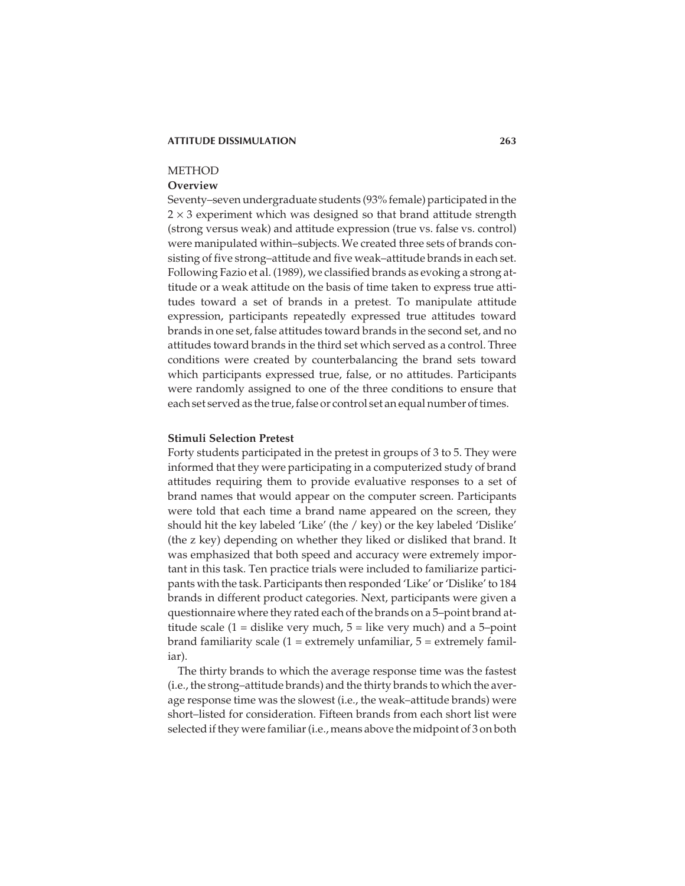## METHOD

### Overview

Seventy–seven undergraduate students (93% female) participated in the $2 \times 3$ experiment which was designed so that brand attitude strength (strong versus weak) and attitude expression (true vs. false vs. control) were manipulated within–subjects. We created three sets of brands consisting of five strong–attitude and five weak–attitude brands in each set. Following Fazio et al. (1989), we classified brands as evoking a strong attitude or a weak attitude on the basis of time taken to express true attitudes toward a set of brands in a pretest. To manipulate attitude expression, participants repeatedly expressed true attitudes toward brands in one set, false attitudes toward brands in the second set, and no attitudes toward brands in the third set which served as a control. Three conditions were created by counterbalancing the brand sets toward which participants expressed true, false, or no attitudes. Participants were randomly assigned to one of the three conditions to ensure that each set served as the true, false or control set an equal number of times.

### Stimuli Selection Pretest

Forty students participated in the pretest in groups of 3 to 5. They were informed that they were participating in a computerized study of brand attitudes requiring them to provide evaluative responses to a set of brand names that would appear on the computer screen. Participants were told that each time a brand name appeared on the screen, they should hit the key labeled 'Like' (the / key) or the key labeled 'Dislike' (the z key) depending on whether they liked or disliked that brand. It was emphasized that both speed and accuracy were extremely important in this task. Ten practice trials were included to familiarize participants with the task. Participants then responded 'Like' or 'Dislike' to 184 brands in different product categories. Next, participants were given a questionnaire where they rated each of the brands on a 5–point brand attitude scale (1 = dislike very much, 5 = like very much) and a 5–point brand familiarity scale (1 = extremely unfamiliar, 5 = extremely familiar).

The thirty brands to which the average response time was the fastest (i.e., the strong–attitude brands) and the thirty brands to which the average response time was the slowest (i.e., the weak–attitude brands) were short–listed for consideration. Fifteen brands from each short list were selected if they were familiar (i.e., means above the midpoint of 3 on both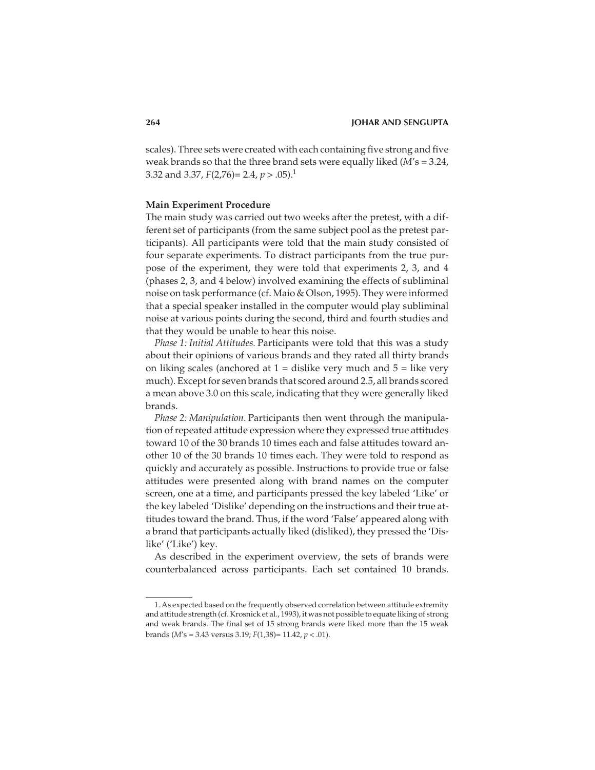scales). Three sets were created with each containing five strong and five weak brands so that the three brand sets were equally liked ($M$'s = 3.24, 3.32 and 3.37, $F(2,76) = 2.4$, $p > .05$).[1]

### Main Experiment Procedure

The main study was carried out two weeks after the pretest, with a different set of participants (from the same subject pool as the pretest participants). All participants were told that the main study consisted of four separate experiments. To distract participants from the true purpose of the experiment, they were told that experiments 2, 3, and 4 (phases 2, 3, and 4 below) involved examining the effects of subliminal noise on task performance (cf. Maio & Olson, 1995). They were informed that a special speaker installed in the computer would play subliminal noise at various points during the second, third and fourth studies and that they would be unable to hear this noise.

*Phase 1: Initial Attitudes.* Participants were told that this was a study about their opinions of various brands and they rated all thirty brands on liking scales (anchored at 1 = dislike very much and 5 = like very much). Except for seven brands that scored around 2.5, all brands scored a mean above 3.0 on this scale, indicating that they were generally liked brands.

*Phase 2: Manipulation.* Participants then went through the manipulation of repeated attitude expression where they expressed true attitudes toward 10 of the 30 brands 10 times each and false attitudes toward another 10 of the 30 brands 10 times each. They were told to respond as quickly and accurately as possible. Instructions to provide true or false attitudes were presented along with brand names on the computer screen, one at a time, and participants pressed the key labeled 'Like' or the key labeled 'Dislike' depending on the instructions and their true attitudes toward the brand. Thus, if the word 'False' appeared along with a brand that participants actually liked (disliked), they pressed the 'Dislike' ('Like') key.

As described in the experiment overview, the sets of brands were counterbalanced across participants. Each set contained 10 brands.

---

1. As expected based on the frequently observed correlation between attitude extremity and attitude strength (cf. Krosnick et al., 1993), it was not possible to equate liking of strong and weak brands. The final set of 15 strong brands were liked more than the 15 weak brands ($M$'s = 3.43 versus 3.19; $F(1,38) = 11.42$, $p < .01$).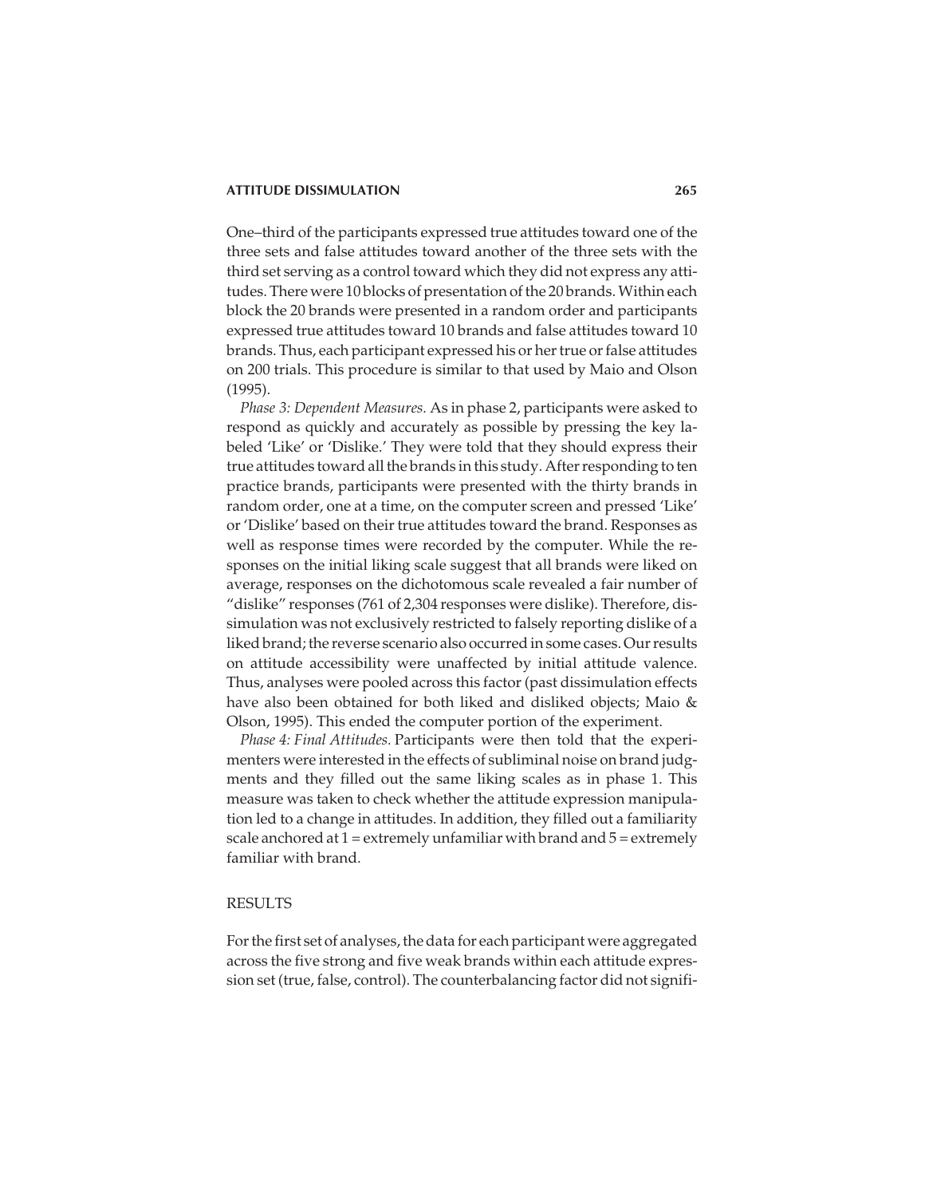One–third of the participants expressed true attitudes toward one of the three sets and false attitudes toward another of the three sets with the third set serving as a control toward which they did not express any attitudes. There were 10 blocks of presentation of the 20 brands. Within each block the 20 brands were presented in a random order and participants expressed true attitudes toward 10 brands and false attitudes toward 10 brands. Thus, each participant expressed his or her true or false attitudes on 200 trials. This procedure is similar to that used by Maio and Olson (1995).

*Phase 3: Dependent Measures.* As in phase 2, participants were asked to respond as quickly and accurately as possible by pressing the key labeled 'Like' or 'Dislike.' They were told that they should express their true attitudes toward all the brands in this study. After responding to ten practice brands, participants were presented with the thirty brands in random order, one at a time, on the computer screen and pressed 'Like' or 'Dislike' based on their true attitudes toward the brand. Responses as well as response times were recorded by the computer. While the responses on the initial liking scale suggest that all brands were liked on average, responses on the dichotomous scale revealed a fair number of "dislike" responses (761 of 2,304 responses were dislike). Therefore, dissimulation was not exclusively restricted to falsely reporting dislike of a liked brand; the reverse scenario also occurred in some cases. Our results on attitude accessibility were unaffected by initial attitude valence. Thus, analyses were pooled across this factor (past dissimulation effects have also been obtained for both liked and disliked objects; Maio & Olson, 1995). This ended the computer portion of the experiment.

*Phase 4: Final Attitudes.* Participants were then told that the experimenters were interested in the effects of subliminal noise on brand judgments and they filled out the same liking scales as in phase 1. This measure was taken to check whether the attitude expression manipulation led to a change in attitudes. In addition, they filled out a familiarity scale anchored at 1 = extremely unfamiliar with brand and 5 = extremely familiar with brand.

## RESULTS

For the first set of analyses, the data for each participant were aggregated across the five strong and five weak brands within each attitude expression set (true, false, control). The counterbalancing factor did not signifi-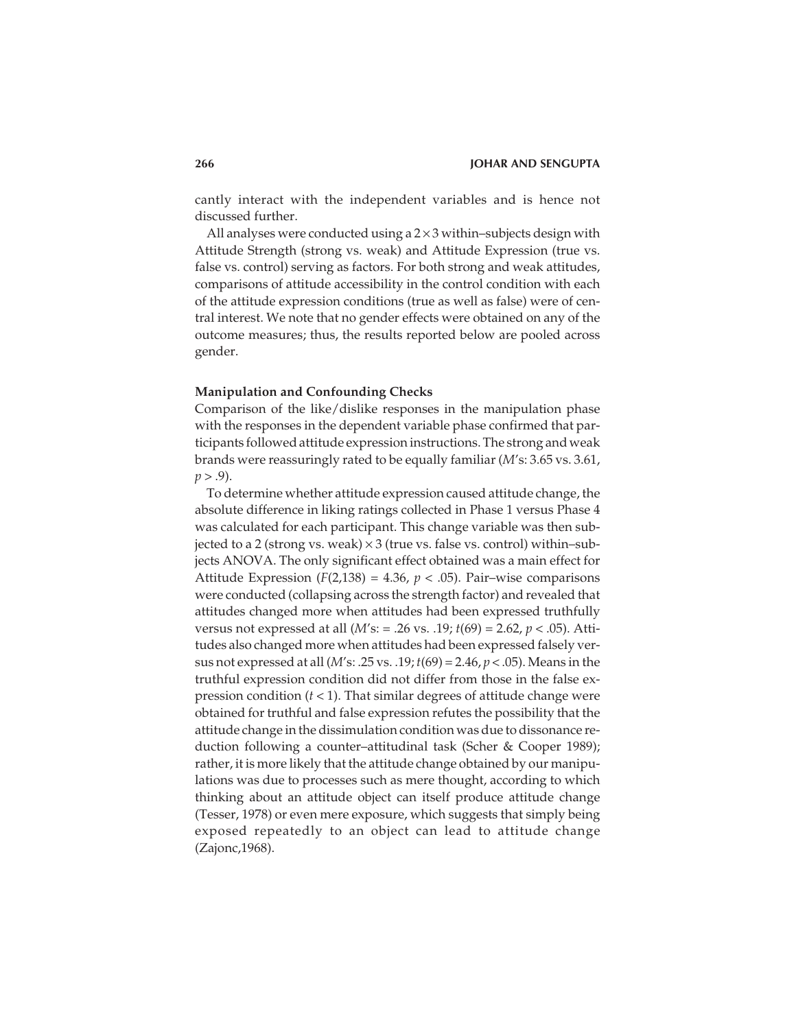cantly interact with the independent variables and is hence not discussed further.

All analyses were conducted using a $2 \times 3$ within–subjects design with Attitude Strength (strong vs. weak) and Attitude Expression (true vs. false vs. control) serving as factors. For both strong and weak attitudes, comparisons of attitude accessibility in the control condition with each of the attitude expression conditions (true as well as false) were of central interest. We note that no gender effects were obtained on any of the outcome measures; thus, the results reported below are pooled across gender.

### Manipulation and Confounding Checks

Comparison of the like/dislike responses in the manipulation phase with the responses in the dependent variable phase confirmed that participants followed attitude expression instructions. The strong and weak brands were reassuringly rated to be equally familiar (*M*'s: 3.65 vs. 3.61, $p > .9$).

To determine whether attitude expression caused attitude change, the absolute difference in liking ratings collected in Phase 1 versus Phase 4 was calculated for each participant. This change variable was then subjected to a 2 (strong vs. weak) $\times$ 3 (true vs. false vs. control) within–subjects ANOVA. The only significant effect obtained was a main effect for Attitude Expression ($F(2,138) = 4.36$, $p < .05$). Pair–wise comparisons were conducted (collapsing across the strength factor) and revealed that attitudes changed more when attitudes had been expressed truthfully versus not expressed at all (*M*'s: = .26 vs. .19; $t(69) = 2.62$, $p < .05$). Attitudes also changed more when attitudes had been expressed falsely versus not expressed at all (*M*'s: .25 vs. .19; $t(69) = 2.46$, $p < .05$). Means in the truthful expression condition did not differ from those in the false expression condition ($t < 1$). That similar degrees of attitude change were obtained for truthful and false expression refutes the possibility that the attitude change in the dissimulation condition was due to dissonance reduction following a counter–attitudinal task (Scher & Cooper 1989); rather, it is more likely that the attitude change obtained by our manipulations was due to processes such as mere thought, according to which thinking about an attitude object can itself produce attitude change (Tesser, 1978) or even mere exposure, which suggests that simply being exposed repeatedly to an object can lead to attitude change (Zajonc,1968).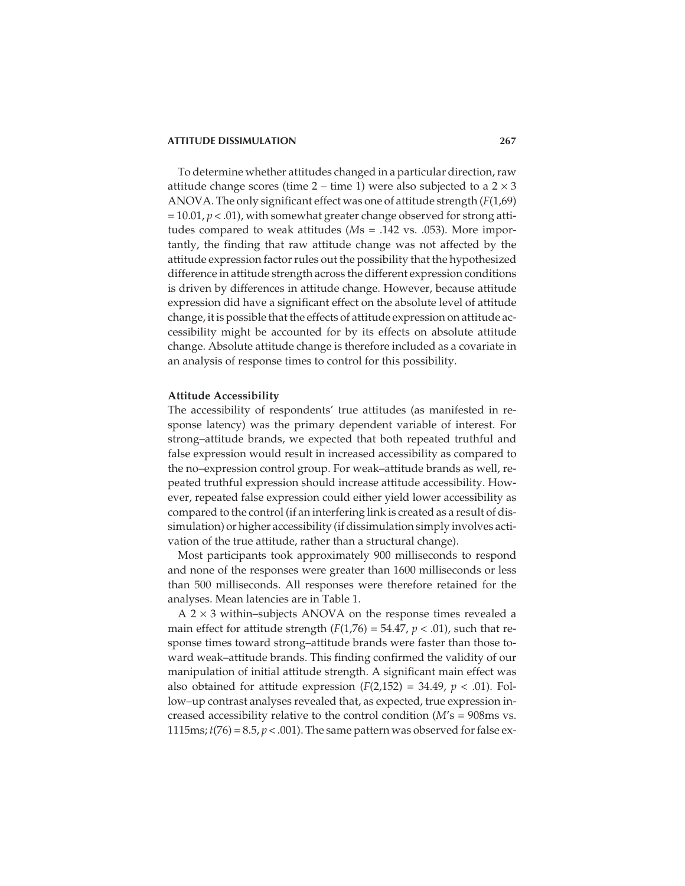To determine whether attitudes changed in a particular direction, raw attitude change scores (time 2 – time 1) were also subjected to a $2 \times 3$ ANOVA. The only significant effect was one of attitude strength ($F(1,69) = 10.01$, $p < .01$), with somewhat greater change observed for strong attitudes compared to weak attitudes (*M*s = .142 vs. .053). More importantly, the finding that raw attitude change was not affected by the attitude expression factor rules out the possibility that the hypothesized difference in attitude strength across the different expression conditions is driven by differences in attitude change. However, because attitude expression did have a significant effect on the absolute level of attitude change, it is possible that the effects of attitude expression on attitude accessibility might be accounted for by its effects on absolute attitude change. Absolute attitude change is therefore included as a covariate in an analysis of response times to control for this possibility.

### Attitude Accessibility

The accessibility of respondents' true attitudes (as manifested in response latency) was the primary dependent variable of interest. For strong–attitude brands, we expected that both repeated truthful and false expression would result in increased accessibility as compared to the no–expression control group. For weak–attitude brands as well, repeated truthful expression should increase attitude accessibility. However, repeated false expression could either yield lower accessibility as compared to the control (if an interfering link is created as a result of dissimulation) or higher accessibility (if dissimulation simply involves activation of the true attitude, rather than a structural change).

Most participants took approximately 900 milliseconds to respond and none of the responses were greater than 1600 milliseconds or less than 500 milliseconds. All responses were therefore retained for the analyses. Mean latencies are in Table 1.

A $2 \times 3$ within–subjects ANOVA on the response times revealed a main effect for attitude strength ($F(1,76) = 54.47$, $p < .01$), such that response times toward strong–attitude brands were faster than those toward weak–attitude brands. This finding confirmed the validity of our manipulation of initial attitude strength. A significant main effect was also obtained for attitude expression ($F(2,152) = 34.49$, $p < .01$). Follow–up contrast analyses revealed that, as expected, true expression increased accessibility relative to the control condition (*M*'s = 908ms vs. 1115ms; $t(76) = 8.5$, $p < .001$). The same pattern was observed for false ex-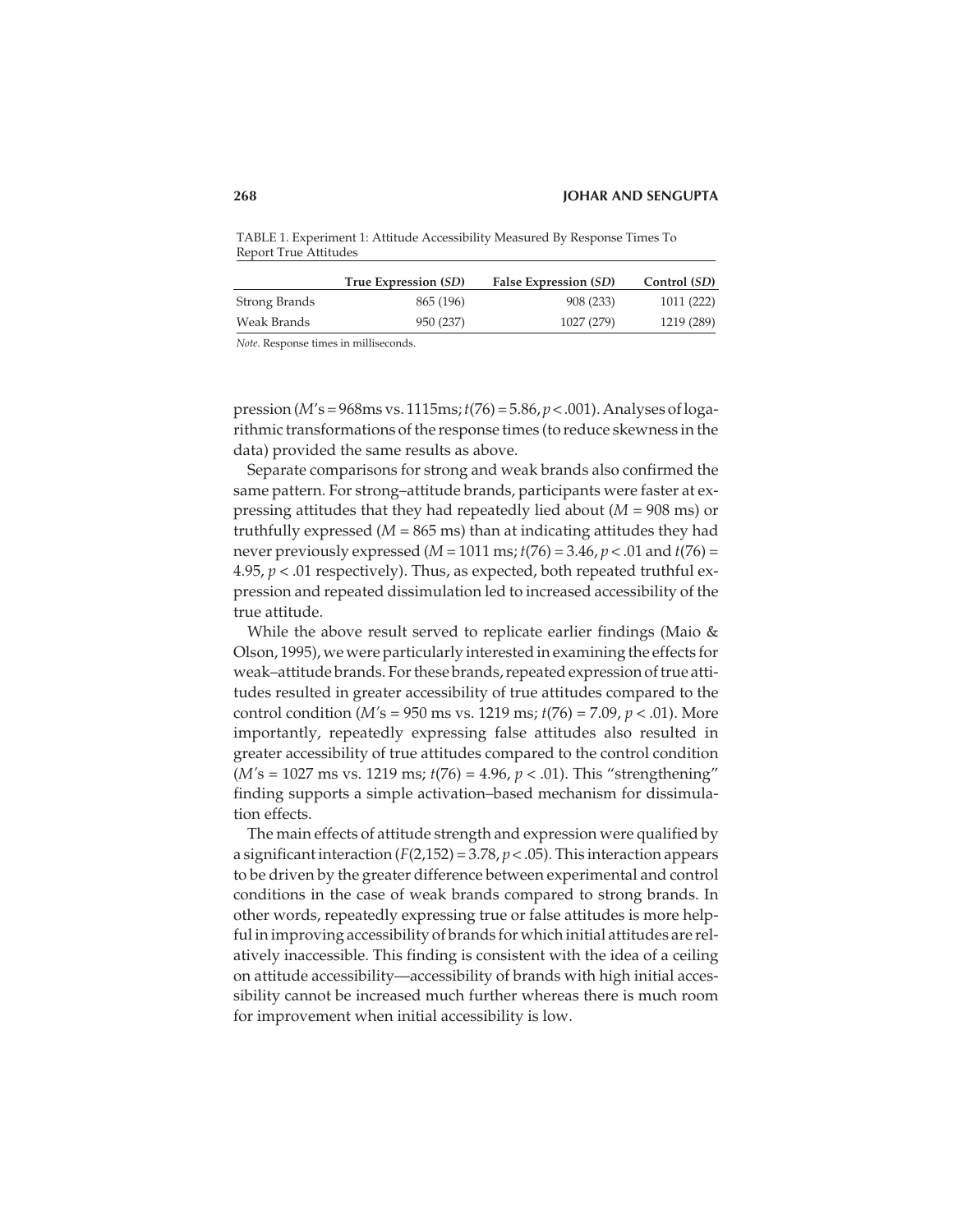TABLE 1. Experiment 1: Attitude Accessibility Measured By Response Times To Report True Attitudes

| | True Expression (*SD*) | False Expression (*SD*) | Control (*SD*) |
|---|---|---|---|
| Strong Brands | 865 (196) | 908 (233) | 1011 (222) |
| Weak Brands | 950 (237) | 1027 (279) | 1219 (289) |

*Note*. Response times in milliseconds.

pression (*M*'s = 968ms vs. 1115ms; $t(76) = 5.86$, $p < .001$). Analyses of logarithmic transformations of the response times (to reduce skewness in the data) provided the same results as above.

Separate comparisons for strong and weak brands also confirmed the same pattern. For strong–attitude brands, participants were faster at expressing attitudes that they had repeatedly lied about ($M = 908$ ms) or truthfully expressed ($M = 865$ ms) than at indicating attitudes they had never previously expressed ($M = 1011$ ms; $t(76) = 3.46$, $p < .01$ and $t(76) = 4.95$, $p < .01$ respectively). Thus, as expected, both repeated truthful expression and repeated dissimulation led to increased accessibility of the true attitude.

While the above result served to replicate earlier findings (Maio & Olson, 1995), we were particularly interested in examining the effects for weak–attitude brands. For these brands, repeated expression of true attitudes resulted in greater accessibility of true attitudes compared to the control condition (*M*'s = 950 ms vs. 1219 ms; $t(76) = 7.09$, $p < .01$). More importantly, repeatedly expressing false attitudes also resulted in greater accessibility of true attitudes compared to the control condition (*M*'s = 1027 ms vs. 1219 ms; $t(76) = 4.96$, $p < .01$). This "strengthening" finding supports a simple activation–based mechanism for dissimulation effects.

The main effects of attitude strength and expression were qualified by a significant interaction ($F(2,152) = 3.78$, $p < .05$). This interaction appears to be driven by the greater difference between experimental and control conditions in the case of weak brands compared to strong brands. In other words, repeatedly expressing true or false attitudes is more helpful in improving accessibility of brands for which initial attitudes are relatively inaccessible. This finding is consistent with the idea of a ceiling on attitude accessibility—accessibility of brands with high initial accessibility cannot be increased much further whereas there is much room for improvement when initial accessibility is low.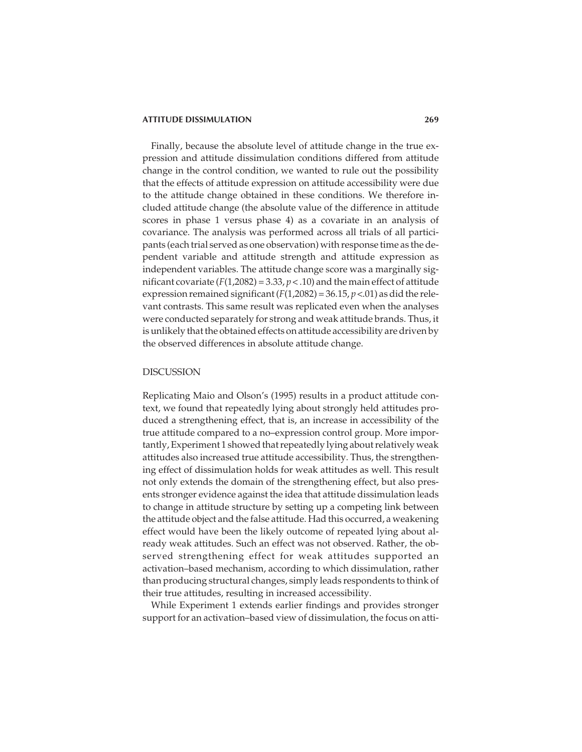Finally, because the absolute level of attitude change in the true expression and attitude dissimulation conditions differed from attitude change in the control condition, we wanted to rule out the possibility that the effects of attitude expression on attitude accessibility were due to the attitude change obtained in these conditions. We therefore included attitude change (the absolute value of the difference in attitude scores in phase 1 versus phase 4) as a covariate in an analysis of covariance. The analysis was performed across all trials of all participants (each trial served as one observation) with response time as the dependent variable and attitude strength and attitude expression as independent variables. The attitude change score was a marginally significant covariate ($F(1,2082) = 3.33$, $p < .10$) and the main effect of attitude expression remained significant ($F(1,2082) = 36.15$, $p < .01$) as did the relevant contrasts. This same result was replicated even when the analyses were conducted separately for strong and weak attitude brands. Thus, it is unlikely that the obtained effects on attitude accessibility are driven by the observed differences in absolute attitude change.

## DISCUSSION

Replicating Maio and Olson's (1995) results in a product attitude context, we found that repeatedly lying about strongly held attitudes produced a strengthening effect, that is, an increase in accessibility of the true attitude compared to a no–expression control group. More importantly, Experiment 1 showed that repeatedly lying about relatively weak attitudes also increased true attitude accessibility. Thus, the strengthening effect of dissimulation holds for weak attitudes as well. This result not only extends the domain of the strengthening effect, but also presents stronger evidence against the idea that attitude dissimulation leads to change in attitude structure by setting up a competing link between the attitude object and the false attitude. Had this occurred, a weakening effect would have been the likely outcome of repeated lying about already weak attitudes. Such an effect was not observed. Rather, the observed strengthening effect for weak attitudes supported an activation–based mechanism, according to which dissimulation, rather than producing structural changes, simply leads respondents to think of their true attitudes, resulting in increased accessibility.

While Experiment 1 extends earlier findings and provides stronger support for an activation–based view of dissimulation, the focus on atti-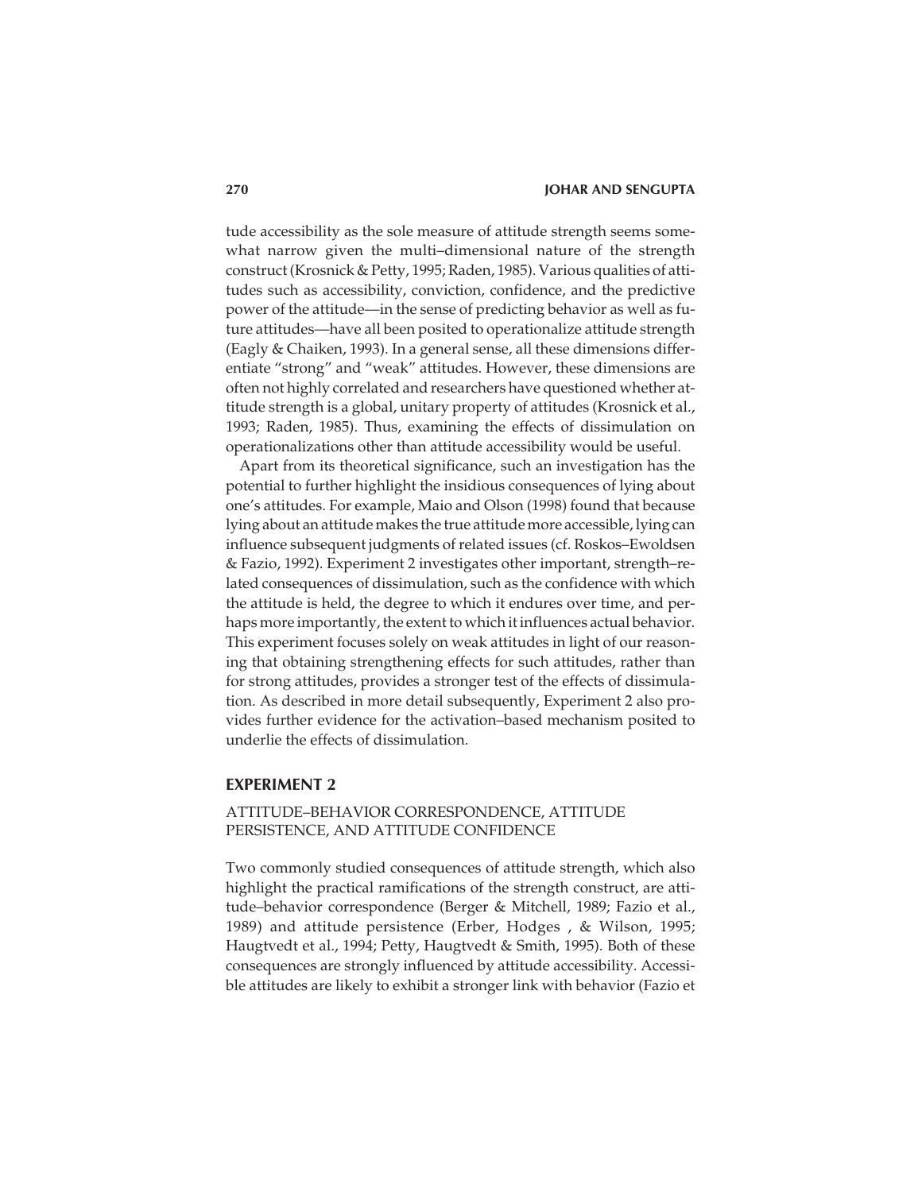tude accessibility as the sole measure of attitude strength seems somewhat narrow given the multi–dimensional nature of the strength construct (Krosnick & Petty, 1995; Raden, 1985). Various qualities of attitudes such as accessibility, conviction, confidence, and the predictive power of the attitude—in the sense of predicting behavior as well as future attitudes—have all been posited to operationalize attitude strength (Eagly & Chaiken, 1993). In a general sense, all these dimensions differentiate "strong" and "weak" attitudes. However, these dimensions are often not highly correlated and researchers have questioned whether attitude strength is a global, unitary property of attitudes (Krosnick et al., 1993; Raden, 1985). Thus, examining the effects of dissimulation on operationalizations other than attitude accessibility would be useful.

Apart from its theoretical significance, such an investigation has the potential to further highlight the insidious consequences of lying about one's attitudes. For example, Maio and Olson (1998) found that because lying about an attitude makes the true attitude more accessible, lying can influence subsequent judgments of related issues (cf. Roskos–Ewoldsen & Fazio, 1992). Experiment 2 investigates other important, strength–related consequences of dissimulation, such as the confidence with which the attitude is held, the degree to which it endures over time, and perhaps more importantly, the extent to which it influences actual behavior. This experiment focuses solely on weak attitudes in light of our reasoning that obtaining strengthening effects for such attitudes, rather than for strong attitudes, provides a stronger test of the effects of dissimulation. As described in more detail subsequently, Experiment 2 also provides further evidence for the activation–based mechanism posited to underlie the effects of dissimulation.

## EXPERIMENT 2

### ATTITUDE–BEHAVIOR CORRESPONDENCE, ATTITUDE PERSISTENCE, AND ATTITUDE CONFIDENCE

Two commonly studied consequences of attitude strength, which also highlight the practical ramifications of the strength construct, are attitude–behavior correspondence (Berger & Mitchell, 1989; Fazio et al., 1989) and attitude persistence (Erber, Hodges , & Wilson, 1995; Haugtvedt et al., 1994; Petty, Haugtvedt & Smith, 1995). Both of these consequences are strongly influenced by attitude accessibility. Accessible attitudes are likely to exhibit a stronger link with behavior (Fazio et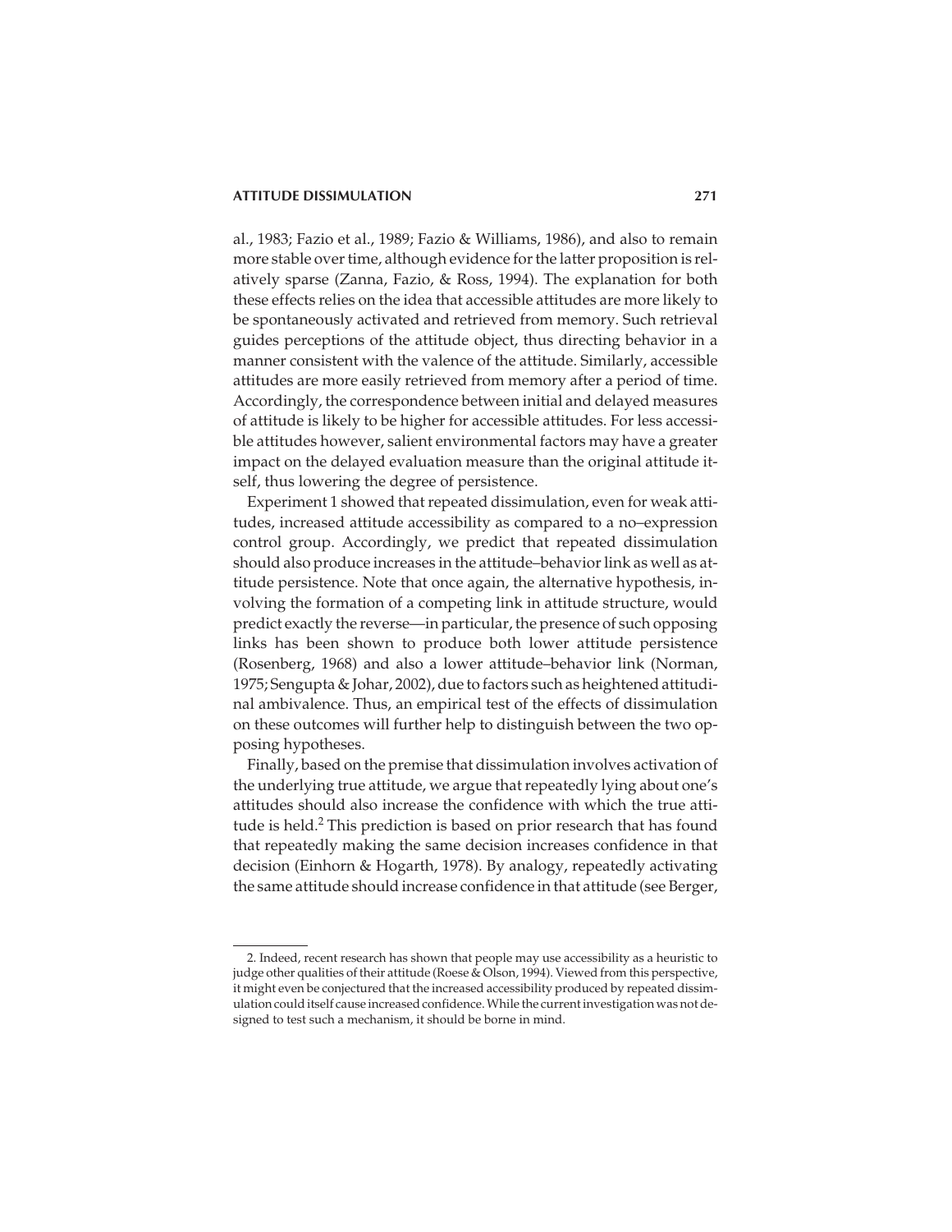al., 1983; Fazio et al., 1989; Fazio & Williams, 1986), and also to remain more stable over time, although evidence for the latter proposition is relatively sparse (Zanna, Fazio, & Ross, 1994). The explanation for both these effects relies on the idea that accessible attitudes are more likely to be spontaneously activated and retrieved from memory. Such retrieval guides perceptions of the attitude object, thus directing behavior in a manner consistent with the valence of the attitude. Similarly, accessible attitudes are more easily retrieved from memory after a period of time. Accordingly, the correspondence between initial and delayed measures of attitude is likely to be higher for accessible attitudes. For less accessible attitudes however, salient environmental factors may have a greater impact on the delayed evaluation measure than the original attitude itself, thus lowering the degree of persistence.

Experiment 1 showed that repeated dissimulation, even for weak attitudes, increased attitude accessibility as compared to a no–expression control group. Accordingly, we predict that repeated dissimulation should also produce increases in the attitude–behavior link as well as attitude persistence. Note that once again, the alternative hypothesis, involving the formation of a competing link in attitude structure, would predict exactly the reverse—in particular, the presence of such opposing links has been shown to produce both lower attitude persistence (Rosenberg, 1968) and also a lower attitude–behavior link (Norman, 1975; Sengupta & Johar, 2002), due to factors such as heightened attitudinal ambivalence. Thus, an empirical test of the effects of dissimulation on these outcomes will further help to distinguish between the two opposing hypotheses.

Finally, based on the premise that dissimulation involves activation of the underlying true attitude, we argue that repeatedly lying about one's attitudes should also increase the confidence with which the true attitude is held.[2] This prediction is based on prior research that has found that repeatedly making the same decision increases confidence in that decision (Einhorn & Hogarth, 1978). By analogy, repeatedly activating the same attitude should increase confidence in that attitude (see Berger,

---

2. Indeed, recent research has shown that people may use accessibility as a heuristic to judge other qualities of their attitude (Roese & Olson, 1994). Viewed from this perspective, it might even be conjectured that the increased accessibility produced by repeated dissimulation could itself cause increased confidence. While the current investigation was not designed to test such a mechanism, it should be borne in mind.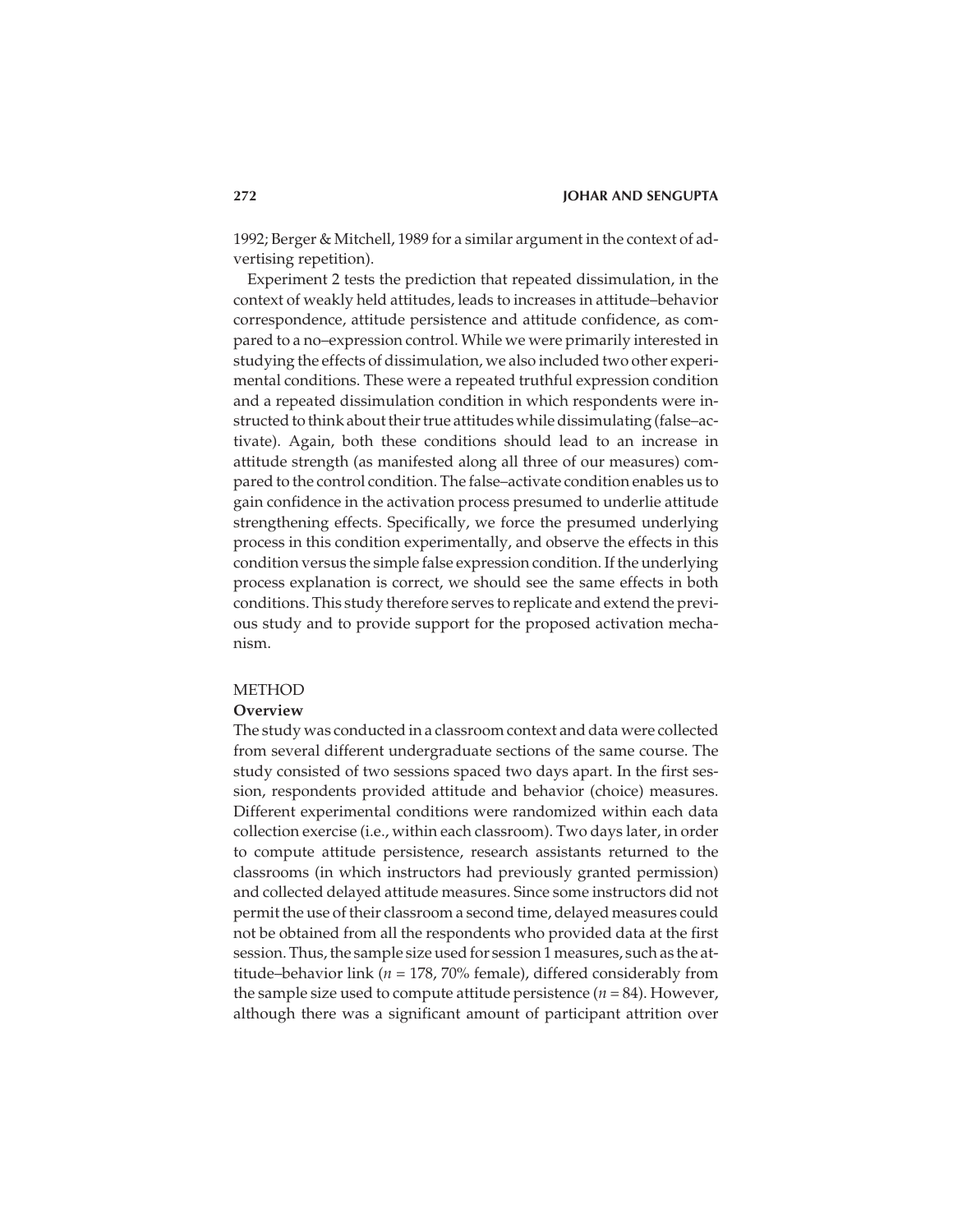1992; Berger & Mitchell, 1989 for a similar argument in the context of advertising repetition).

Experiment 2 tests the prediction that repeated dissimulation, in the context of weakly held attitudes, leads to increases in attitude–behavior correspondence, attitude persistence and attitude confidence, as compared to a no–expression control. While we were primarily interested in studying the effects of dissimulation, we also included two other experimental conditions. These were a repeated truthful expression condition and a repeated dissimulation condition in which respondents were instructed to think about their true attitudes while dissimulating (false–activate). Again, both these conditions should lead to an increase in attitude strength (as manifested along all three of our measures) compared to the control condition. The false–activate condition enables us to gain confidence in the activation process presumed to underlie attitude strengthening effects. Specifically, we force the presumed underlying process in this condition experimentally, and observe the effects in this condition versus the simple false expression condition. If the underlying process explanation is correct, we should see the same effects in both conditions. This study therefore serves to replicate and extend the previous study and to provide support for the proposed activation mechanism.

## METHOD

### Overview

The study was conducted in a classroom context and data were collected from several different undergraduate sections of the same course. The study consisted of two sessions spaced two days apart. In the first session, respondents provided attitude and behavior (choice) measures. Different experimental conditions were randomized within each data collection exercise (i.e., within each classroom). Two days later, in order to compute attitude persistence, research assistants returned to the classrooms (in which instructors had previously granted permission) and collected delayed attitude measures. Since some instructors did not permit the use of their classroom a second time, delayed measures could not be obtained from all the respondents who provided data at the first session. Thus, the sample size used for session 1 measures, such as the attitude–behavior link ($n$ = 178, 70% female), differed considerably from the sample size used to compute attitude persistence ($n$ = 84). However, although there was a significant amount of participant attrition over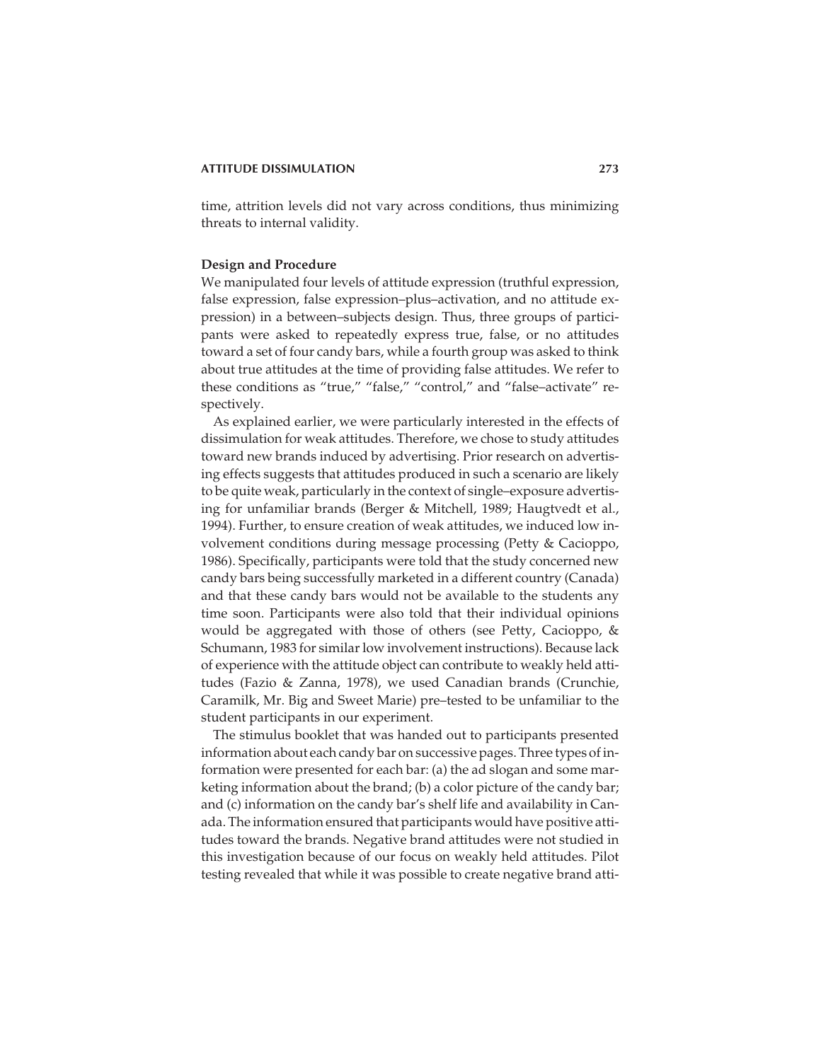time, attrition levels did not vary across conditions, thus minimizing threats to internal validity.

### Design and Procedure

We manipulated four levels of attitude expression (truthful expression, false expression, false expression–plus–activation, and no attitude expression) in a between–subjects design. Thus, three groups of participants were asked to repeatedly express true, false, or no attitudes toward a set of four candy bars, while a fourth group was asked to think about true attitudes at the time of providing false attitudes. We refer to these conditions as "true," "false," "control," and "false–activate" respectively.

As explained earlier, we were particularly interested in the effects of dissimulation for weak attitudes. Therefore, we chose to study attitudes toward new brands induced by advertising. Prior research on advertising effects suggests that attitudes produced in such a scenario are likely to be quite weak, particularly in the context of single–exposure advertising for unfamiliar brands (Berger & Mitchell, 1989; Haugtvedt et al., 1994). Further, to ensure creation of weak attitudes, we induced low involvement conditions during message processing (Petty & Cacioppo, 1986). Specifically, participants were told that the study concerned new candy bars being successfully marketed in a different country (Canada) and that these candy bars would not be available to the students any time soon. Participants were also told that their individual opinions would be aggregated with those of others (see Petty, Cacioppo, & Schumann, 1983 for similar low involvement instructions). Because lack of experience with the attitude object can contribute to weakly held attitudes (Fazio & Zanna, 1978), we used Canadian brands (Crunchie, Caramilk, Mr. Big and Sweet Marie) pre–tested to be unfamiliar to the student participants in our experiment.

The stimulus booklet that was handed out to participants presented information about each candy bar on successive pages. Three types of information were presented for each bar: (a) the ad slogan and some marketing information about the brand; (b) a color picture of the candy bar; and (c) information on the candy bar's shelf life and availability in Canada. The information ensured that participants would have positive attitudes toward the brands. Negative brand attitudes were not studied in this investigation because of our focus on weakly held attitudes. Pilot testing revealed that while it was possible to create negative brand atti-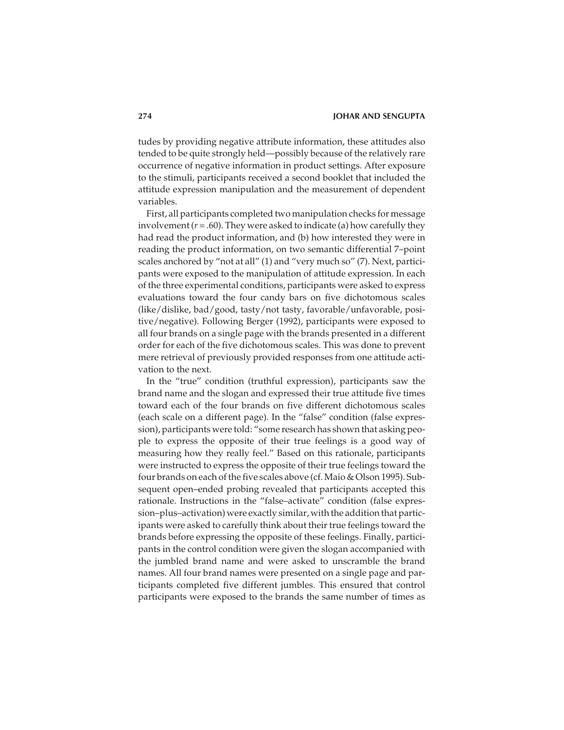tudes by providing negative attribute information, these attitudes also tended to be quite strongly held—possibly because of the relatively rare occurrence of negative information in product settings. After exposure to the stimuli, participants received a second booklet that included the attitude expression manipulation and the measurement of dependent variables.

First, all participants completed two manipulation checks for message involvement ($r = .60$). They were asked to indicate (a) how carefully they had read the product information, and (b) how interested they were in reading the product information, on two semantic differential 7–point scales anchored by "not at all" (1) and "very much so" (7). Next, participants were exposed to the manipulation of attitude expression. In each of the three experimental conditions, participants were asked to express evaluations toward the four candy bars on five dichotomous scales (like/dislike, bad/good, tasty/not tasty, favorable/unfavorable, positive/negative). Following Berger (1992), participants were exposed to all four brands on a single page with the brands presented in a different order for each of the five dichotomous scales. This was done to prevent mere retrieval of previously provided responses from one attitude activation to the next.

In the "true" condition (truthful expression), participants saw the brand name and the slogan and expressed their true attitude five times toward each of the four brands on five different dichotomous scales (each scale on a different page). In the "false" condition (false expression), participants were told: "some research has shown that asking people to express the opposite of their true feelings is a good way of measuring how they really feel." Based on this rationale, participants were instructed to express the opposite of their true feelings toward the four brands on each of the five scales above (cf. Maio & Olson 1995). Subsequent open–ended probing revealed that participants accepted this rationale. Instructions in the "false–activate" condition (false expression–plus–activation) were exactly similar, with the addition that participants were asked to carefully think about their true feelings toward the brands before expressing the opposite of these feelings. Finally, participants in the control condition were given the slogan accompanied with the jumbled brand name and were asked to unscramble the brand names. All four brand names were presented on a single page and participants completed five different jumbles. This ensured that control participants were exposed to the brands the same number of times as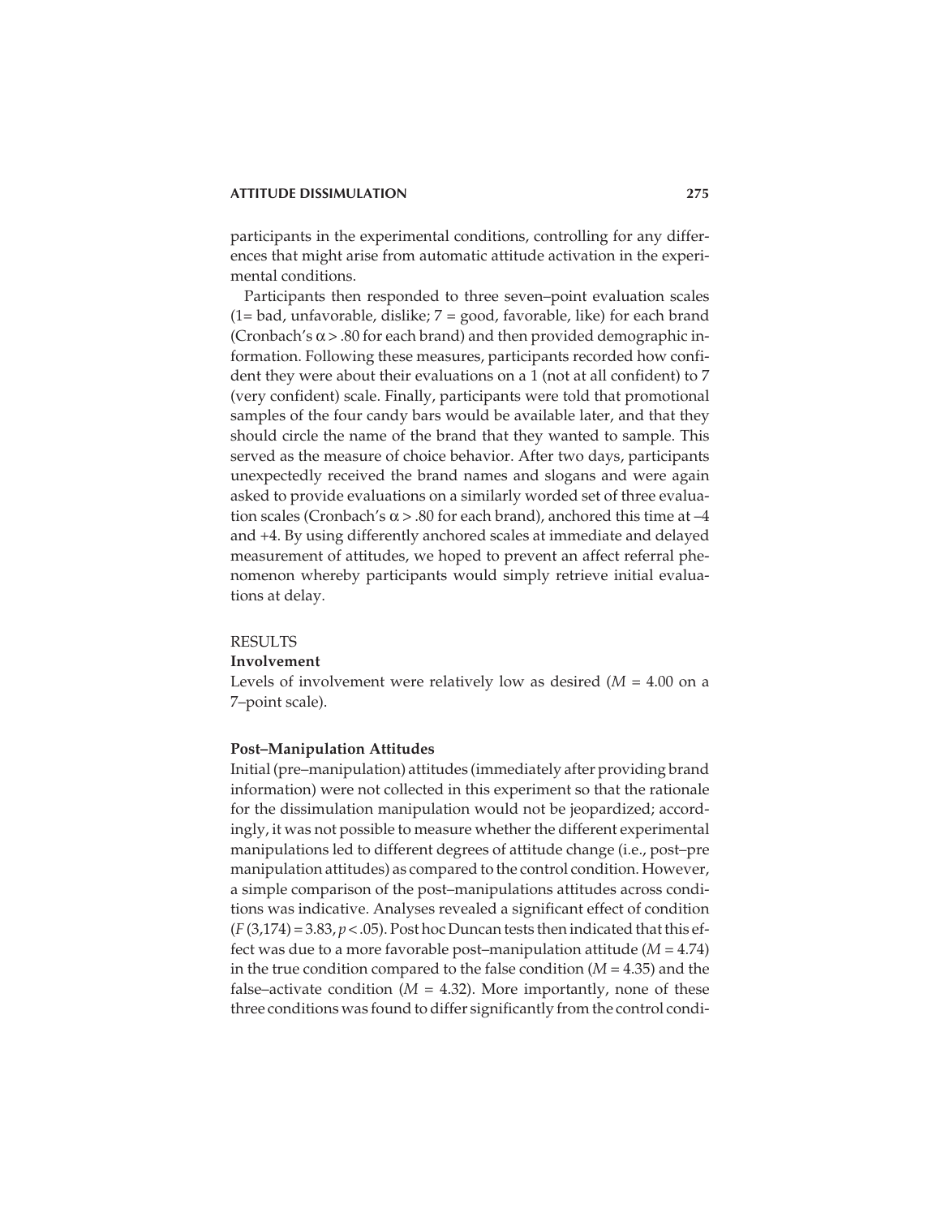participants in the experimental conditions, controlling for any differences that might arise from automatic attitude activation in the experimental conditions.

Participants then responded to three seven–point evaluation scales (1= bad, unfavorable, dislike; 7 = good, favorable, like) for each brand (Cronbach's $\alpha > .80$ for each brand) and then provided demographic information. Following these measures, participants recorded how confident they were about their evaluations on a 1 (not at all confident) to 7 (very confident) scale. Finally, participants were told that promotional samples of the four candy bars would be available later, and that they should circle the name of the brand that they wanted to sample. This served as the measure of choice behavior. After two days, participants unexpectedly received the brand names and slogans and were again asked to provide evaluations on a similarly worded set of three evaluation scales (Cronbach's $\alpha > .80$ for each brand), anchored this time at –4 and +4. By using differently anchored scales at immediate and delayed measurement of attitudes, we hoped to prevent an affect referral phenomenon whereby participants would simply retrieve initial evaluations at delay.

## RESULTS

### Involvement

Levels of involvement were relatively low as desired ($M = 4.00$ on a 7–point scale).

### Post–Manipulation Attitudes

Initial (pre–manipulation) attitudes (immediately after providing brand information) were not collected in this experiment so that the rationale for the dissimulation manipulation would not be jeopardized; accordingly, it was not possible to measure whether the different experimental manipulations led to different degrees of attitude change (i.e., post–pre manipulation attitudes) as compared to the control condition. However, a simple comparison of the post–manipulations attitudes across conditions was indicative. Analyses revealed a significant effect of condition ($F(3,174) = 3.83, p < .05$). Post hoc Duncan tests then indicated that this effect was due to a more favorable post–manipulation attitude ($M = 4.74$) in the true condition compared to the false condition ($M = 4.35$) and the false–activate condition ($M = 4.32$). More importantly, none of these three conditions was found to differ significantly from the control condi-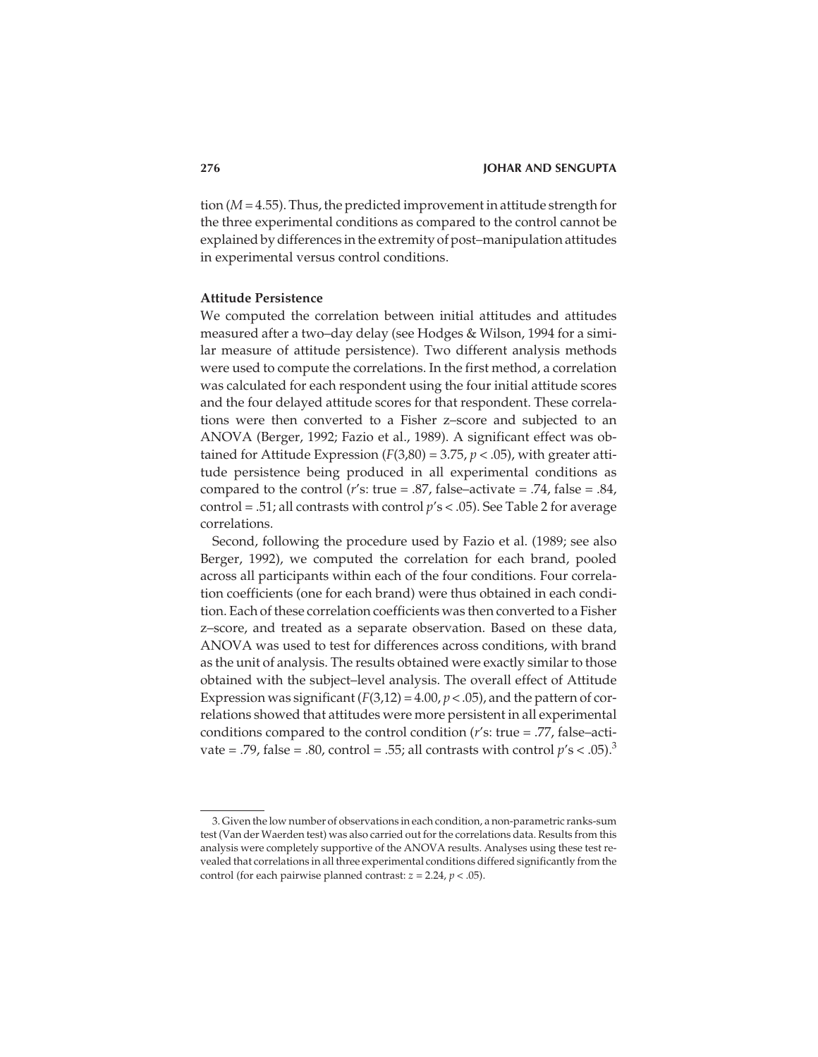tion ($M = 4.55$). Thus, the predicted improvement in attitude strength for the three experimental conditions as compared to the control cannot be explained by differences in the extremity of post–manipulation attitudes in experimental versus control conditions.

### Attitude Persistence

We computed the correlation between initial attitudes and attitudes measured after a two–day delay (see Hodges & Wilson, 1994 for a similar measure of attitude persistence). Two different analysis methods were used to compute the correlations. In the first method, a correlation was calculated for each respondent using the four initial attitude scores and the four delayed attitude scores for that respondent. These correlations were then converted to a Fisher z–score and subjected to an ANOVA (Berger, 1992; Fazio et al., 1989). A significant effect was obtained for Attitude Expression ($F(3,80) = 3.75$, $p < .05$), with greater attitude persistence being produced in all experimental conditions as compared to the control ($r$'s: true = .87, false–activate = .74, false = .84, control = .51; all contrasts with control $p$'s < .05). See Table 2 for average correlations.

Second, following the procedure used by Fazio et al. (1989; see also Berger, 1992), we computed the correlation for each brand, pooled across all participants within each of the four conditions. Four correlation coefficients (one for each brand) were thus obtained in each condition. Each of these correlation coefficients was then converted to a Fisher z–score, and treated as a separate observation. Based on these data, ANOVA was used to test for differences across conditions, with brand as the unit of analysis. The results obtained were exactly similar to those obtained with the subject–level analysis. The overall effect of Attitude Expression was significant ($F(3,12) = 4.00$, $p < .05$), and the pattern of correlations showed that attitudes were more persistent in all experimental conditions compared to the control condition ($r$'s: true = .77, false–activate = .79, false = .80, control = .55; all contrasts with control $p$'s < .05).[3]

---

3. Given the low number of observations in each condition, a non-parametric ranks-sum test (Van der Waerden test) was also carried out for the correlations data. Results from this analysis were completely supportive of the ANOVA results. Analyses using these test revealed that correlations in all three experimental conditions differed significantly from the control (for each pairwise planned contrast: $z = 2.24$, $p < .05$).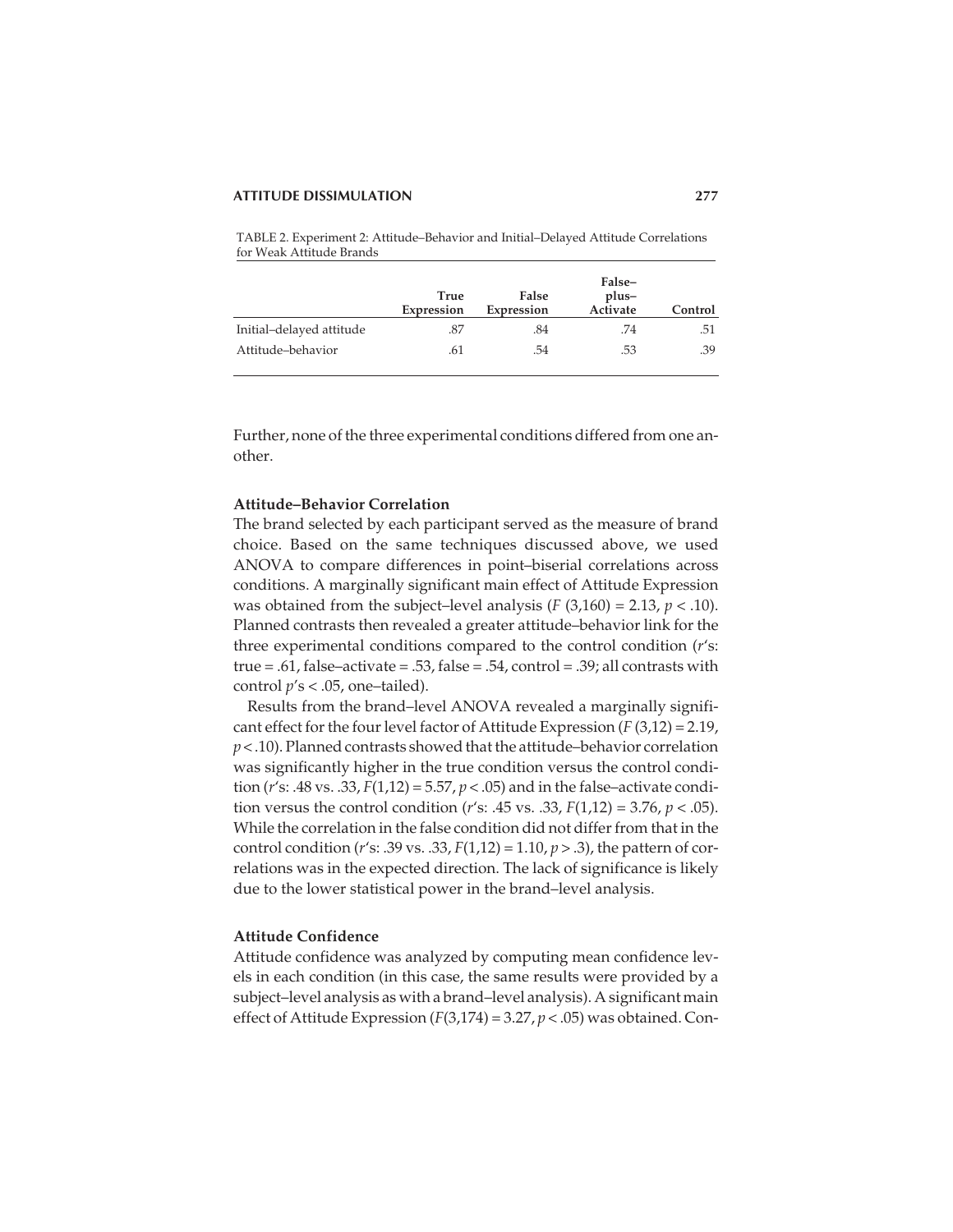TABLE 2. Experiment 2: Attitude–Behavior and Initial–Delayed Attitude Correlations for Weak Attitude Brands

| | True Expression | False Expression | False–plus–Activate | Control |
|---|---|---|---|---|
| Initial–delayed attitude | .87 | .84 | .74 | .51 |
| Attitude–behavior | .61 | .54 | .53 | .39 |

Further, none of the three experimental conditions differed from one another.

### Attitude–Behavior Correlation

The brand selected by each participant served as the measure of brand choice. Based on the same techniques discussed above, we used ANOVA to compare differences in point–biserial correlations across conditions. A marginally significant main effect of Attitude Expression was obtained from the subject–level analysis ($F$ (3,160) = 2.13, $p < .10$). Planned contrasts then revealed a greater attitude–behavior link for the three experimental conditions compared to the control condition ($r$'s: true = .61, false–activate = .53, false = .54, control = .39; all contrasts with control $p$'s < .05, one–tailed).

Results from the brand–level ANOVA revealed a marginally significant effect for the four level factor of Attitude Expression ($F$ (3,12) = 2.19, $p < .10$). Planned contrasts showed that the attitude–behavior correlation was significantly higher in the true condition versus the control condition ($r$'s: .48 vs. .33, $F(1,12) = 5.57$, $p < .05$) and in the false–activate condition versus the control condition ($r$'s: .45 vs. .33, $F(1,12) = 3.76$, $p < .05$). While the correlation in the false condition did not differ from that in the control condition ($r$'s: .39 vs. .33, $F(1,12) = 1.10$, $p > .3$), the pattern of correlations was in the expected direction. The lack of significance is likely due to the lower statistical power in the brand–level analysis.

### Attitude Confidence

Attitude confidence was analyzed by computing mean confidence levels in each condition (in this case, the same results were provided by a subject–level analysis as with a brand–level analysis). A significant main effect of Attitude Expression ($F(3,174) = 3.27$, $p < .05$) was obtained. Con-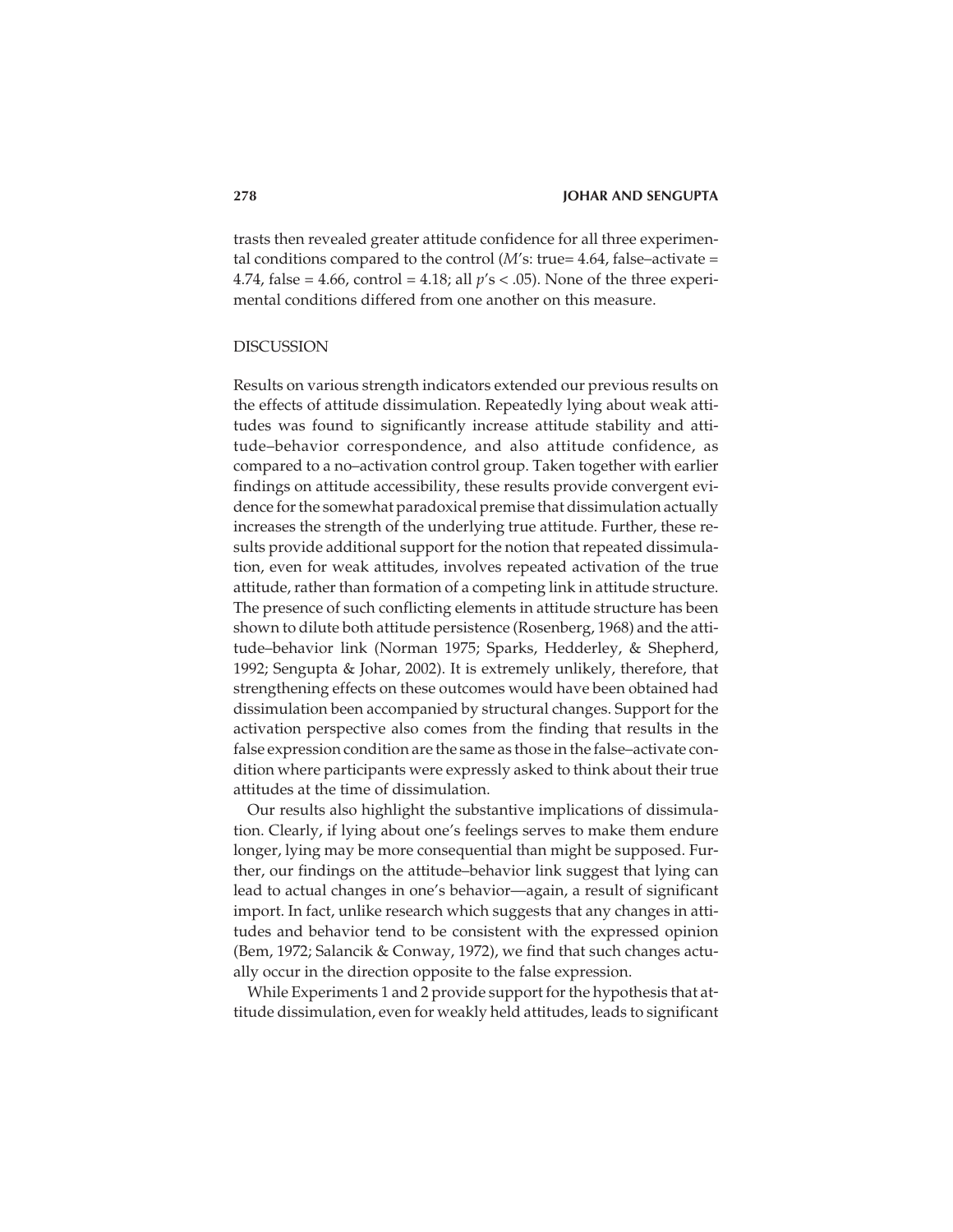trasts then revealed greater attitude confidence for all three experimental conditions compared to the control ($M$'s: true= 4.64, false–activate = 4.74, false = 4.66, control = 4.18; all $p$'s $< .05$). None of the three experimental conditions differed from one another on this measure.

## DISCUSSION

Results on various strength indicators extended our previous results on the effects of attitude dissimulation. Repeatedly lying about weak attitudes was found to significantly increase attitude stability and attitude–behavior correspondence, and also attitude confidence, as compared to a no–activation control group. Taken together with earlier findings on attitude accessibility, these results provide convergent evidence for the somewhat paradoxical premise that dissimulation actually increases the strength of the underlying true attitude. Further, these results provide additional support for the notion that repeated dissimulation, even for weak attitudes, involves repeated activation of the true attitude, rather than formation of a competing link in attitude structure. The presence of such conflicting elements in attitude structure has been shown to dilute both attitude persistence (Rosenberg, 1968) and the attitude–behavior link (Norman 1975; Sparks, Hedderley, & Shepherd, 1992; Sengupta & Johar, 2002). It is extremely unlikely, therefore, that strengthening effects on these outcomes would have been obtained had dissimulation been accompanied by structural changes. Support for the activation perspective also comes from the finding that results in the false expression condition are the same as those in the false–activate condition where participants were expressly asked to think about their true attitudes at the time of dissimulation.

Our results also highlight the substantive implications of dissimulation. Clearly, if lying about one's feelings serves to make them endure longer, lying may be more consequential than might be supposed. Further, our findings on the attitude–behavior link suggest that lying can lead to actual changes in one's behavior—again, a result of significant import. In fact, unlike research which suggests that any changes in attitudes and behavior tend to be consistent with the expressed opinion (Bem, 1972; Salancik & Conway, 1972), we find that such changes actually occur in the direction opposite to the false expression.

While Experiments 1 and 2 provide support for the hypothesis that attitude dissimulation, even for weakly held attitudes, leads to significant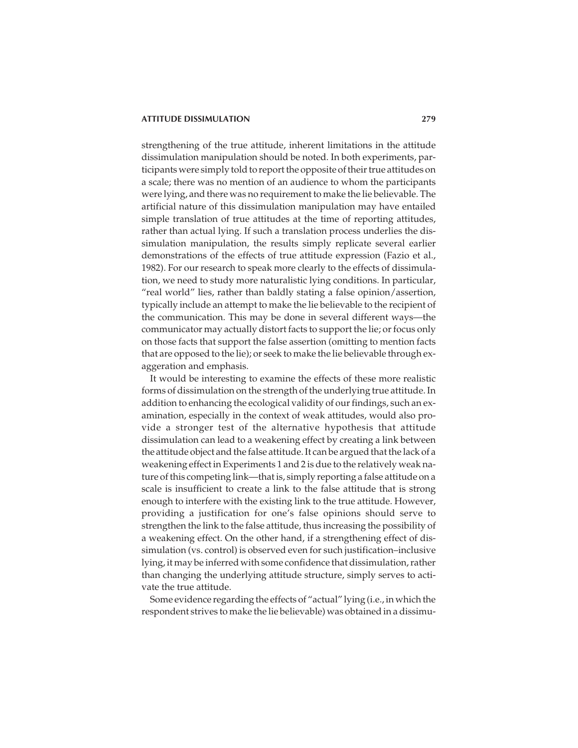strengthening of the true attitude, inherent limitations in the attitude dissimulation manipulation should be noted. In both experiments, participants were simply told to report the opposite of their true attitudes on a scale; there was no mention of an audience to whom the participants were lying, and there was no requirement to make the lie believable. The artificial nature of this dissimulation manipulation may have entailed simple translation of true attitudes at the time of reporting attitudes, rather than actual lying. If such a translation process underlies the dissimulation manipulation, the results simply replicate several earlier demonstrations of the effects of true attitude expression (Fazio et al., 1982). For our research to speak more clearly to the effects of dissimulation, we need to study more naturalistic lying conditions. In particular, "real world" lies, rather than baldly stating a false opinion/assertion, typically include an attempt to make the lie believable to the recipient of the communication. This may be done in several different ways—the communicator may actually distort facts to support the lie; or focus only on those facts that support the false assertion (omitting to mention facts that are opposed to the lie); or seek to make the lie believable through exaggeration and emphasis.

It would be interesting to examine the effects of these more realistic forms of dissimulation on the strength of the underlying true attitude. In addition to enhancing the ecological validity of our findings, such an examination, especially in the context of weak attitudes, would also provide a stronger test of the alternative hypothesis that attitude dissimulation can lead to a weakening effect by creating a link between the attitude object and the false attitude. It can be argued that the lack of a weakening effect in Experiments 1 and 2 is due to the relatively weak nature of this competing link—that is, simply reporting a false attitude on a scale is insufficient to create a link to the false attitude that is strong enough to interfere with the existing link to the true attitude. However, providing a justification for one's false opinions should serve to strengthen the link to the false attitude, thus increasing the possibility of a weakening effect. On the other hand, if a strengthening effect of dissimulation (vs. control) is observed even for such justification–inclusive lying, it may be inferred with some confidence that dissimulation, rather than changing the underlying attitude structure, simply serves to activate the true attitude.

Some evidence regarding the effects of "actual" lying (i.e., in which the respondent strives to make the lie believable) was obtained in a dissimu-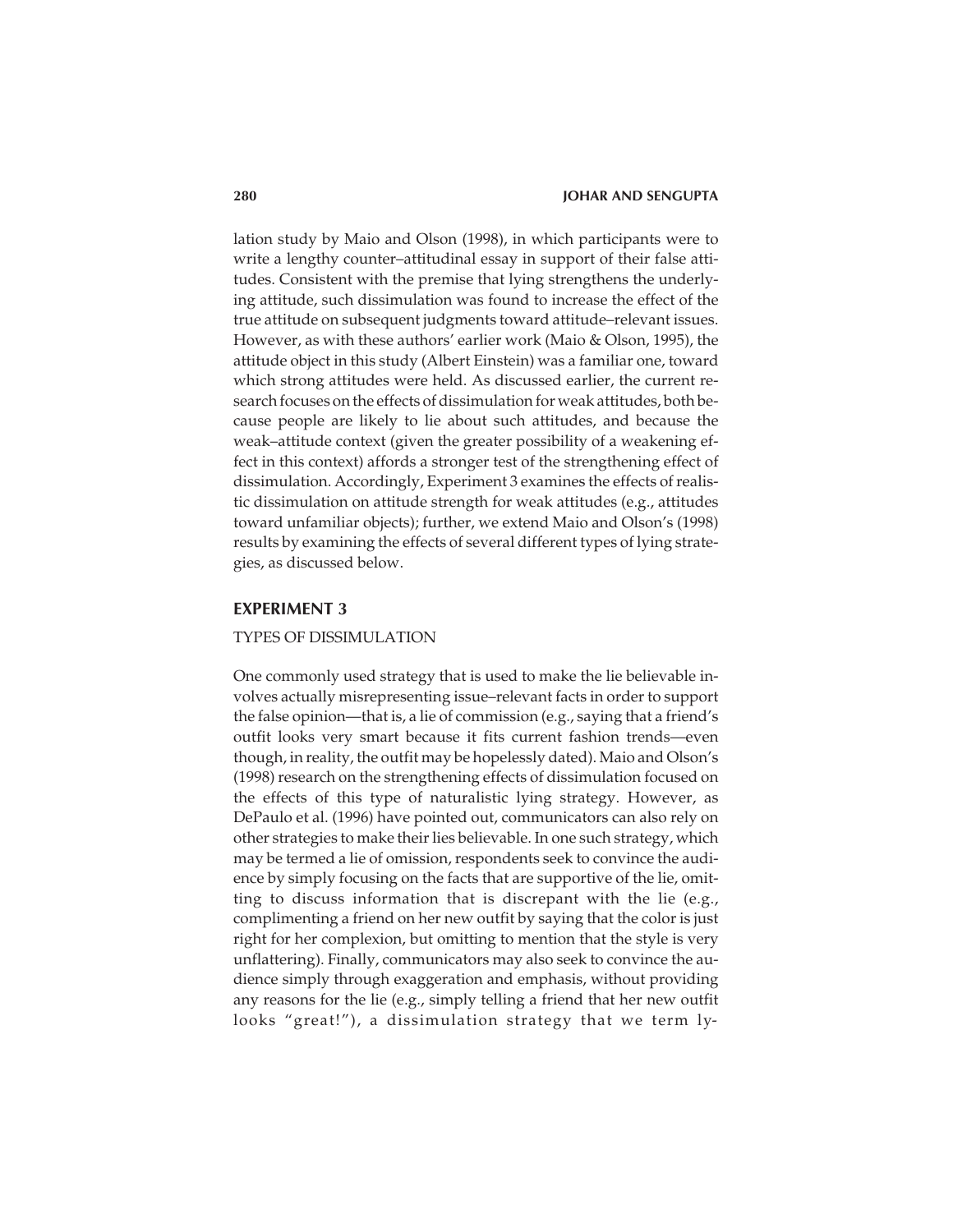lation study by Maio and Olson (1998), in which participants were to write a lengthy counter–attitudinal essay in support of their false attitudes. Consistent with the premise that lying strengthens the underlying attitude, such dissimulation was found to increase the effect of the true attitude on subsequent judgments toward attitude–relevant issues. However, as with these authors' earlier work (Maio & Olson, 1995), the attitude object in this study (Albert Einstein) was a familiar one, toward which strong attitudes were held. As discussed earlier, the current research focuses on the effects of dissimulation for weak attitudes, both because people are likely to lie about such attitudes, and because the weak–attitude context (given the greater possibility of a weakening effect in this context) affords a stronger test of the strengthening effect of dissimulation. Accordingly, Experiment 3 examines the effects of realistic dissimulation on attitude strength for weak attitudes (e.g., attitudes toward unfamiliar objects); further, we extend Maio and Olson's (1998) results by examining the effects of several different types of lying strategies, as discussed below.

## EXPERIMENT 3

### TYPES OF DISSIMULATION

One commonly used strategy that is used to make the lie believable involves actually misrepresenting issue–relevant facts in order to support the false opinion—that is, a lie of commission (e.g., saying that a friend's outfit looks very smart because it fits current fashion trends—even though, in reality, the outfit may be hopelessly dated). Maio and Olson's (1998) research on the strengthening effects of dissimulation focused on the effects of this type of naturalistic lying strategy. However, as DePaulo et al. (1996) have pointed out, communicators can also rely on other strategies to make their lies believable. In one such strategy, which may be termed a lie of omission, respondents seek to convince the audience by simply focusing on the facts that are supportive of the lie, omitting to discuss information that is discrepant with the lie (e.g., complimenting a friend on her new outfit by saying that the color is just right for her complexion, but omitting to mention that the style is very unflattering). Finally, communicators may also seek to convince the audience simply through exaggeration and emphasis, without providing any reasons for the lie (e.g., simply telling a friend that her new outfit looks "great!"), a dissimulation strategy that we term ly-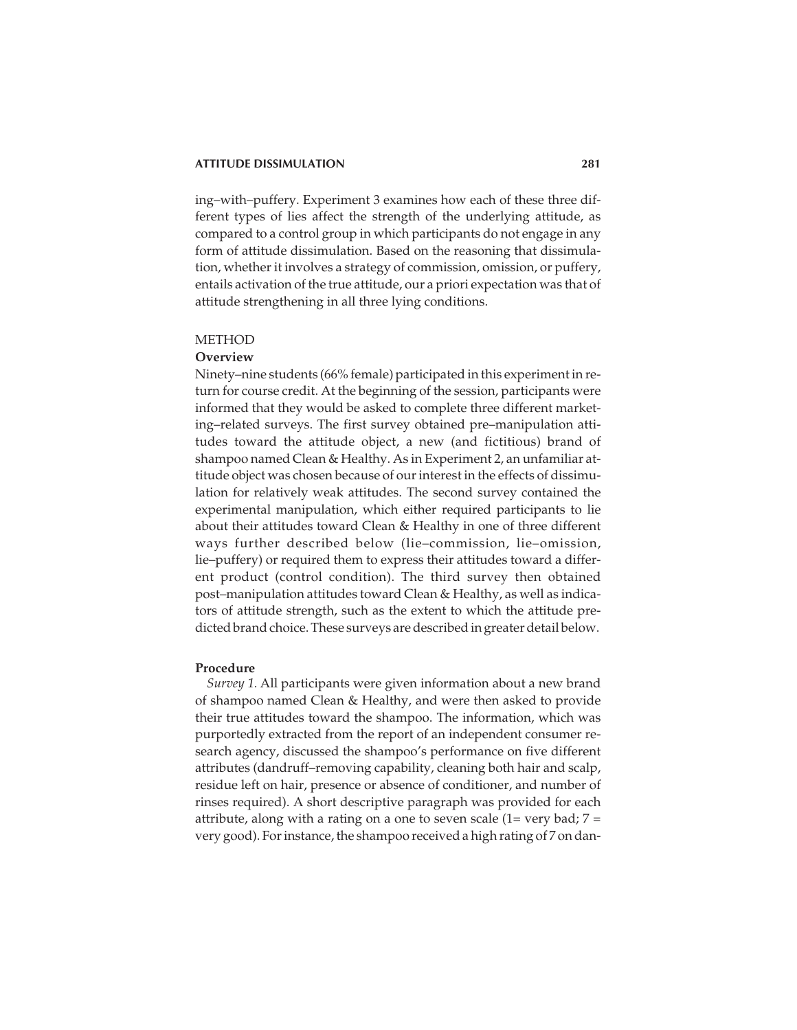ing–with–puffery. Experiment 3 examines how each of these three different types of lies affect the strength of the underlying attitude, as compared to a control group in which participants do not engage in any form of attitude dissimulation. Based on the reasoning that dissimulation, whether it involves a strategy of commission, omission, or puffery, entails activation of the true attitude, our a priori expectation was that of attitude strengthening in all three lying conditions.

## METHOD

### Overview

Ninety–nine students (66% female) participated in this experiment in return for course credit. At the beginning of the session, participants were informed that they would be asked to complete three different marketing–related surveys. The first survey obtained pre–manipulation attitudes toward the attitude object, a new (and fictitious) brand of shampoo named Clean & Healthy. As in Experiment 2, an unfamiliar attitude object was chosen because of our interest in the effects of dissimulation for relatively weak attitudes. The second survey contained the experimental manipulation, which either required participants to lie about their attitudes toward Clean & Healthy in one of three different ways further described below (lie–commission, lie–omission, lie–puffery) or required them to express their attitudes toward a different product (control condition). The third survey then obtained post–manipulation attitudes toward Clean & Healthy, as well as indicators of attitude strength, such as the extent to which the attitude predicted brand choice. These surveys are described in greater detail below.

### Procedure

*Survey 1.* All participants were given information about a new brand of shampoo named Clean & Healthy, and were then asked to provide their true attitudes toward the shampoo. The information, which was purportedly extracted from the report of an independent consumer research agency, discussed the shampoo's performance on five different attributes (dandruff–removing capability, cleaning both hair and scalp, residue left on hair, presence or absence of conditioner, and number of rinses required). A short descriptive paragraph was provided for each attribute, along with a rating on a one to seven scale (1= very bad; 7 = very good). For instance, the shampoo received a high rating of 7 on dan-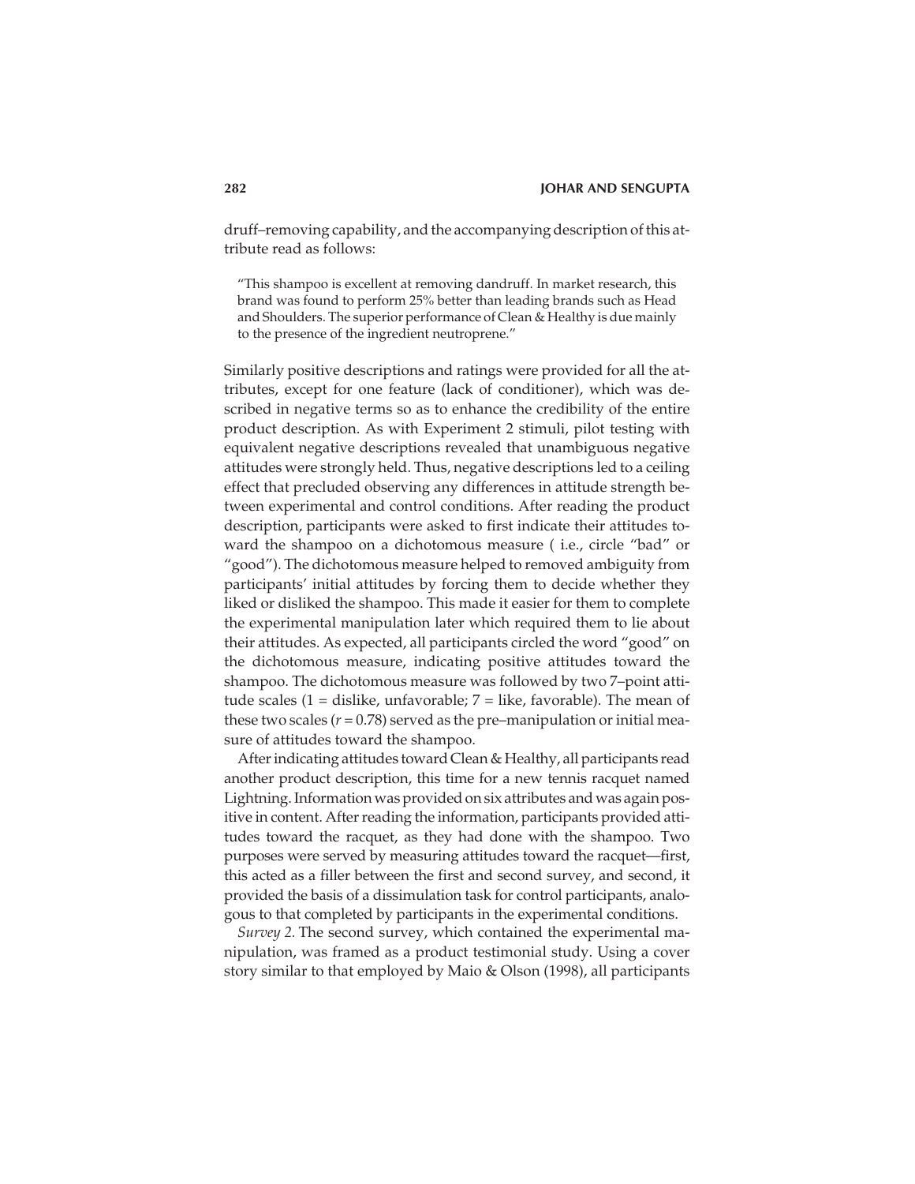druff–removing capability, and the accompanying description of this attribute read as follows:

> "This shampoo is excellent at removing dandruff. In market research, this brand was found to perform 25% better than leading brands such as Head and Shoulders. The superior performance of Clean & Healthy is due mainly to the presence of the ingredient neutroprene."

Similarly positive descriptions and ratings were provided for all the attributes, except for one feature (lack of conditioner), which was described in negative terms so as to enhance the credibility of the entire product description. As with Experiment 2 stimuli, pilot testing with equivalent negative descriptions revealed that unambiguous negative attitudes were strongly held. Thus, negative descriptions led to a ceiling effect that precluded observing any differences in attitude strength between experimental and control conditions. After reading the product description, participants were asked to first indicate their attitudes toward the shampoo on a dichotomous measure ( i.e., circle "bad" or "good"). The dichotomous measure helped to removed ambiguity from participants' initial attitudes by forcing them to decide whether they liked or disliked the shampoo. This made it easier for them to complete the experimental manipulation later which required them to lie about their attitudes. As expected, all participants circled the word "good" on the dichotomous measure, indicating positive attitudes toward the shampoo. The dichotomous measure was followed by two 7–point attitude scales (1 = dislike, unfavorable; 7 = like, favorable). The mean of these two scales ($r = 0.78$) served as the pre–manipulation or initial measure of attitudes toward the shampoo.

After indicating attitudes toward Clean & Healthy, all participants read another product description, this time for a new tennis racquet named Lightning. Information was provided on six attributes and was again positive in content. After reading the information, participants provided attitudes toward the racquet, as they had done with the shampoo. Two purposes were served by measuring attitudes toward the racquet—first, this acted as a filler between the first and second survey, and second, it provided the basis of a dissimulation task for control participants, analogous to that completed by participants in the experimental conditions.

*Survey 2.* The second survey, which contained the experimental manipulation, was framed as a product testimonial study. Using a cover story similar to that employed by Maio & Olson (1998), all participants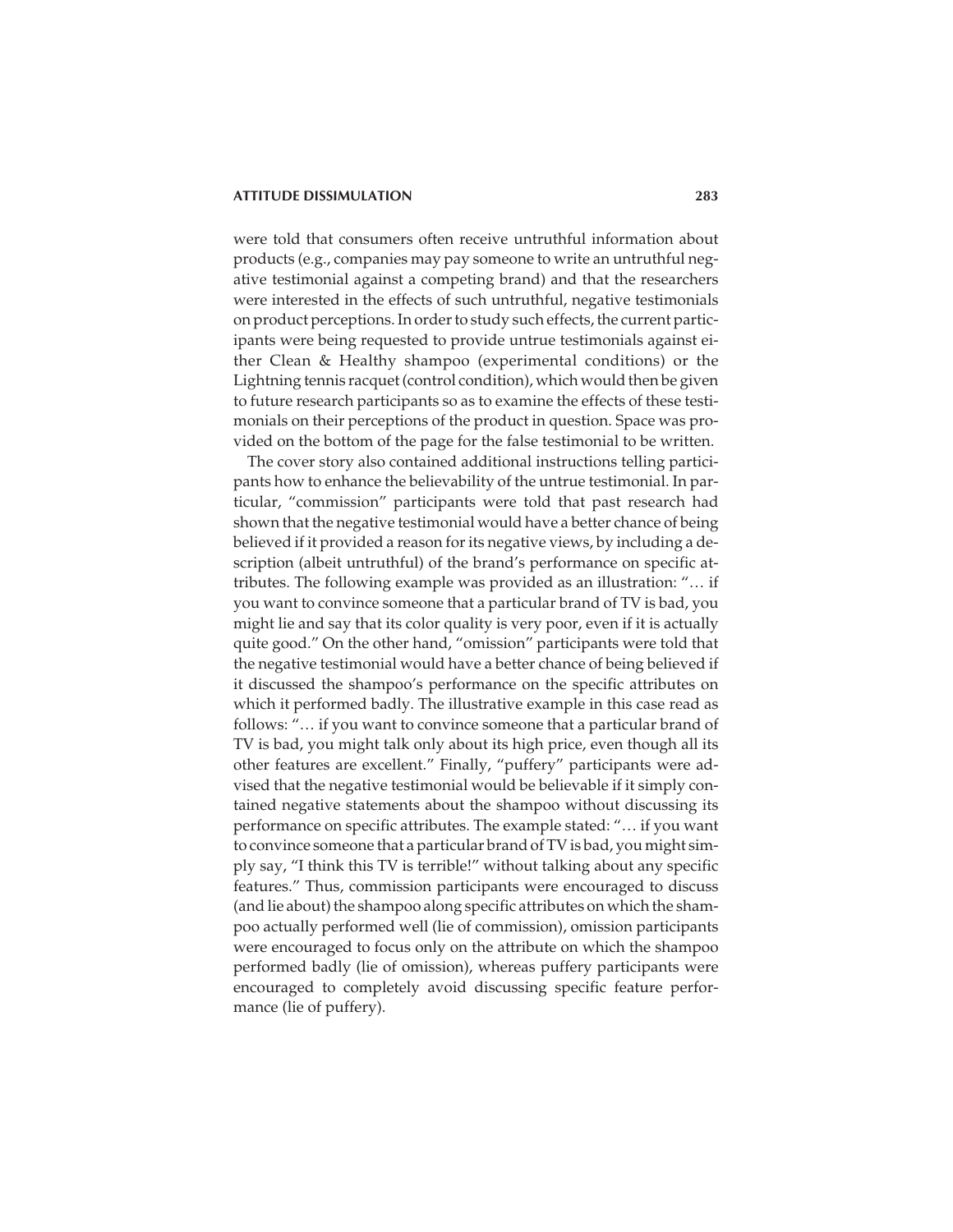were told that consumers often receive untruthful information about products (e.g., companies may pay someone to write an untruthful negative testimonial against a competing brand) and that the researchers were interested in the effects of such untruthful, negative testimonials on product perceptions. In order to study such effects, the current participants were being requested to provide untrue testimonials against either Clean & Healthy shampoo (experimental conditions) or the Lightning tennis racquet (control condition), which would then be given to future research participants so as to examine the effects of these testimonials on their perceptions of the product in question. Space was provided on the bottom of the page for the false testimonial to be written.

The cover story also contained additional instructions telling participants how to enhance the believability of the untrue testimonial. In particular, "commission" participants were told that past research had shown that the negative testimonial would have a better chance of being believed if it provided a reason for its negative views, by including a description (albeit untruthful) of the brand's performance on specific attributes. The following example was provided as an illustration: "… if you want to convince someone that a particular brand of TV is bad, you might lie and say that its color quality is very poor, even if it is actually quite good." On the other hand, "omission" participants were told that the negative testimonial would have a better chance of being believed if it discussed the shampoo's performance on the specific attributes on which it performed badly. The illustrative example in this case read as follows: "… if you want to convince someone that a particular brand of TV is bad, you might talk only about its high price, even though all its other features are excellent." Finally, "puffery" participants were advised that the negative testimonial would be believable if it simply contained negative statements about the shampoo without discussing its performance on specific attributes. The example stated: "… if you want to convince someone that a particular brand of TV is bad, you might simply say, "I think this TV is terrible!" without talking about any specific features." Thus, commission participants were encouraged to discuss (and lie about) the shampoo along specific attributes on which the shampoo actually performed well (lie of commission), omission participants were encouraged to focus only on the attribute on which the shampoo performed badly (lie of omission), whereas puffery participants were encouraged to completely avoid discussing specific feature performance (lie of puffery).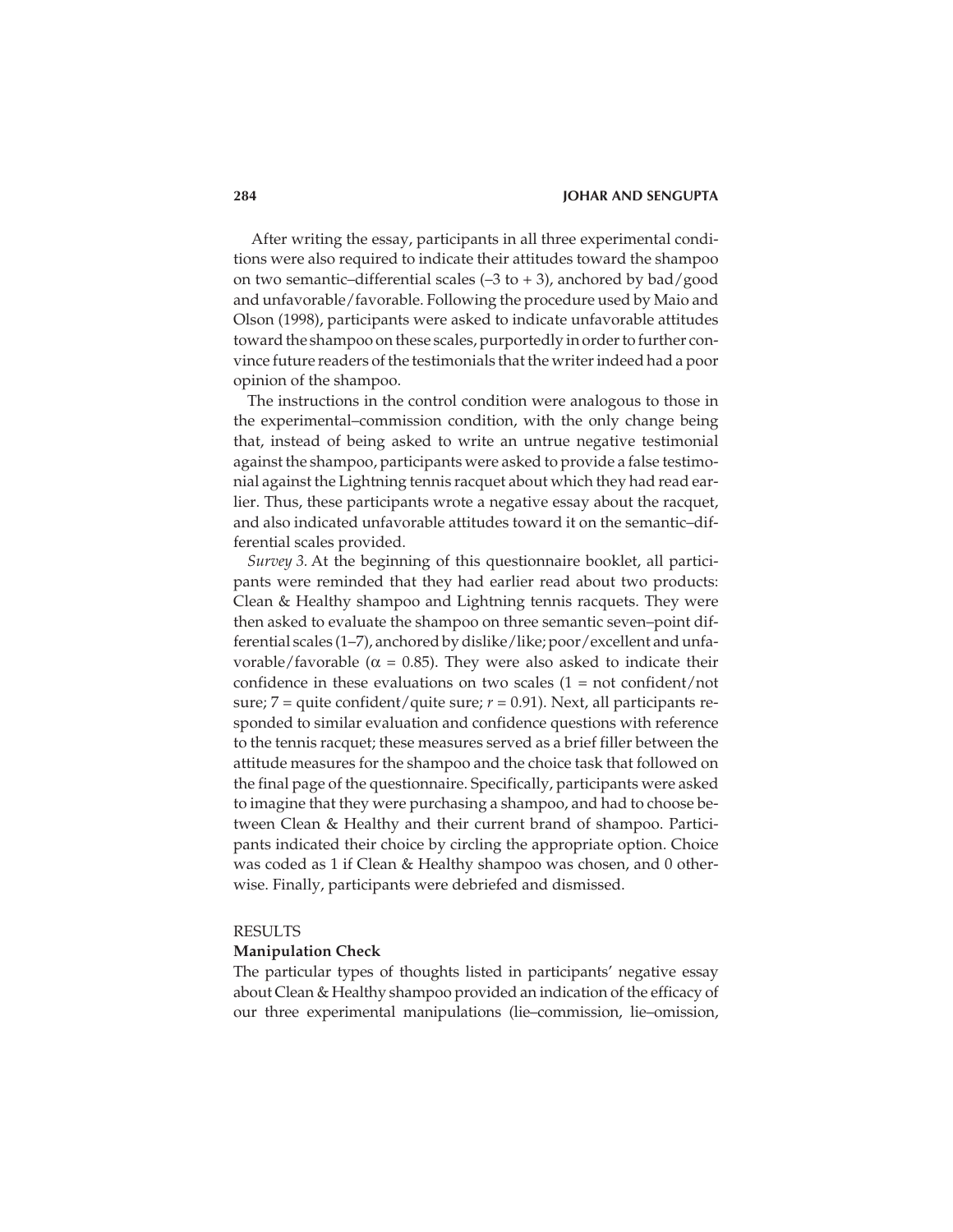After writing the essay, participants in all three experimental conditions were also required to indicate their attitudes toward the shampoo on two semantic–differential scales (–3 to + 3), anchored by bad/good and unfavorable/favorable. Following the procedure used by Maio and Olson (1998), participants were asked to indicate unfavorable attitudes toward the shampoo on these scales, purportedly in order to further convince future readers of the testimonials that the writer indeed had a poor opinion of the shampoo.

The instructions in the control condition were analogous to those in the experimental–commission condition, with the only change being that, instead of being asked to write an untrue negative testimonial against the shampoo, participants were asked to provide a false testimonial against the Lightning tennis racquet about which they had read earlier. Thus, these participants wrote a negative essay about the racquet, and also indicated unfavorable attitudes toward it on the semantic–differential scales provided.

*Survey 3.* At the beginning of this questionnaire booklet, all participants were reminded that they had earlier read about two products: Clean & Healthy shampoo and Lightning tennis racquets. They were then asked to evaluate the shampoo on three semantic seven–point differential scales (1–7), anchored by dislike/like; poor/excellent and unfavorable/favorable ($\alpha = 0.85$). They were also asked to indicate their confidence in these evaluations on two scales (1 = not confident/not sure; 7 = quite confident/quite sure; $r = 0.91$). Next, all participants responded to similar evaluation and confidence questions with reference to the tennis racquet; these measures served as a brief filler between the attitude measures for the shampoo and the choice task that followed on the final page of the questionnaire. Specifically, participants were asked to imagine that they were purchasing a shampoo, and had to choose between Clean & Healthy and their current brand of shampoo. Participants indicated their choice by circling the appropriate option. Choice was coded as 1 if Clean & Healthy shampoo was chosen, and 0 otherwise. Finally, participants were debriefed and dismissed.

## RESULTS

### Manipulation Check

The particular types of thoughts listed in participants' negative essay about Clean & Healthy shampoo provided an indication of the efficacy of our three experimental manipulations (lie–commission, lie–omission,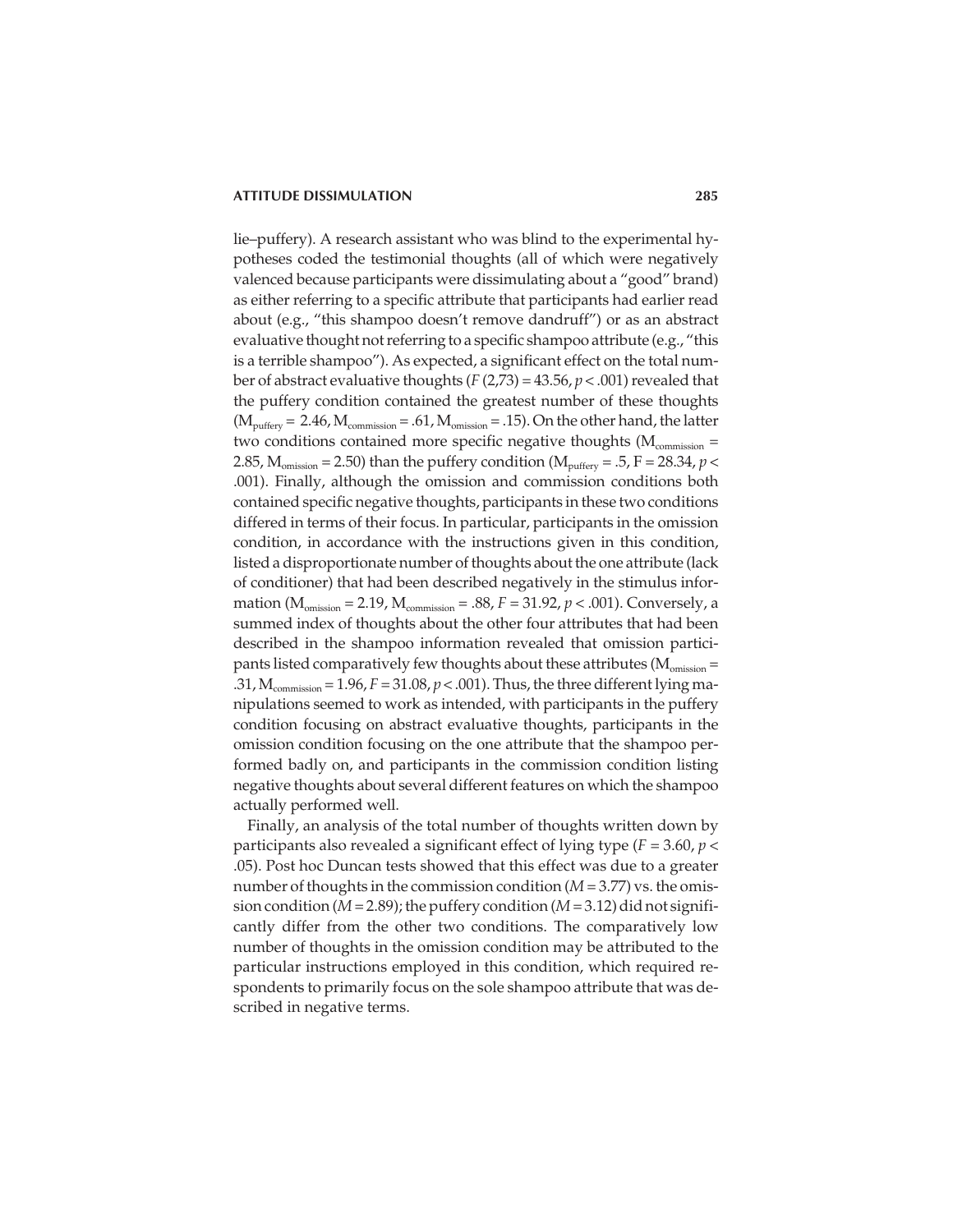lie–puffery). A research assistant who was blind to the experimental hypotheses coded the testimonial thoughts (all of which were negatively valenced because participants were dissimulating about a "good" brand) as either referring to a specific attribute that participants had earlier read about (e.g., "this shampoo doesn't remove dandruff") or as an abstract evaluative thought not referring to a specific shampoo attribute (e.g., "this is a terrible shampoo"). As expected, a significant effect on the total number of abstract evaluative thoughts ($F$ (2,73) = 43.56, $p$ < .001) revealed that the puffery condition contained the greatest number of these thoughts ($M_{puffery}$ = 2.46, $M_{commission}$ = .61, $M_{omission}$ = .15). On the other hand, the latter two conditions contained more specific negative thoughts ($M_{commission}$ = 2.85, $M_{omission}$ = 2.50) than the puffery condition ($M_{puffery}$ = .5, F = 28.34, $p$ < .001). Finally, although the omission and commission conditions both contained specific negative thoughts, participants in these two conditions differed in terms of their focus. In particular, participants in the omission condition, in accordance with the instructions given in this condition, listed a disproportionate number of thoughts about the one attribute (lack of conditioner) that had been described negatively in the stimulus information ($M_{omission}$ = 2.19, $M_{commission}$ = .88, $F$ = 31.92, $p$ < .001). Conversely, a summed index of thoughts about the other four attributes that had been described in the shampoo information revealed that omission participants listed comparatively few thoughts about these attributes ($M_{omission}$ = .31, $M_{commission}$ = 1.96, $F$ = 31.08, $p$ < .001). Thus, the three different lying manipulations seemed to work as intended, with participants in the puffery condition focusing on abstract evaluative thoughts, participants in the omission condition focusing on the one attribute that the shampoo performed badly on, and participants in the commission condition listing negative thoughts about several different features on which the shampoo actually performed well.

Finally, an analysis of the total number of thoughts written down by participants also revealed a significant effect of lying type ($F$ = 3.60, $p$ < .05). Post hoc Duncan tests showed that this effect was due to a greater number of thoughts in the commission condition ($M$ = 3.77) vs. the omission condition ($M$ = 2.89); the puffery condition ($M$ = 3.12) did not significantly differ from the other two conditions. The comparatively low number of thoughts in the omission condition may be attributed to the particular instructions employed in this condition, which required respondents to primarily focus on the sole shampoo attribute that was described in negative terms.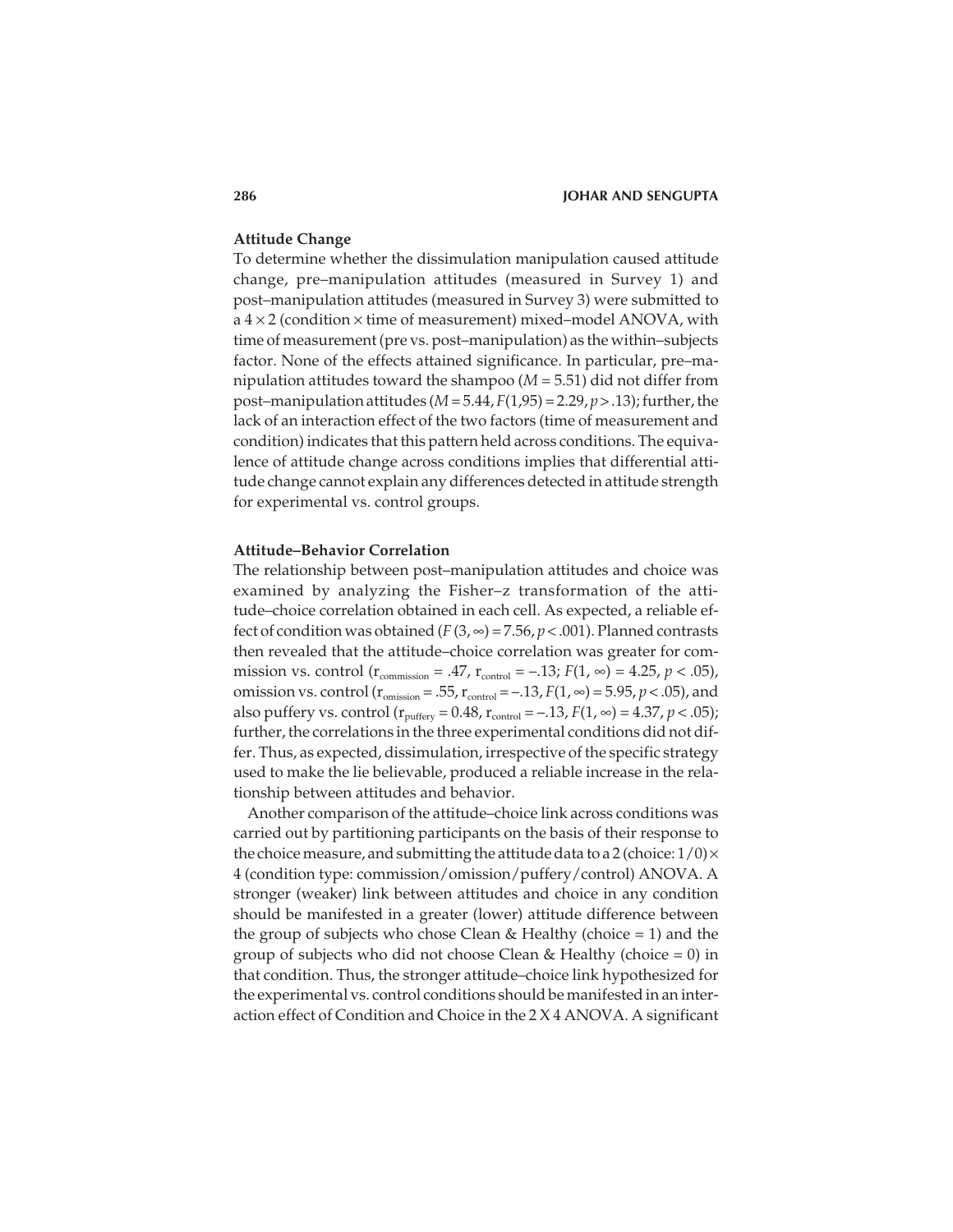### Attitude Change

To determine whether the dissimulation manipulation caused attitude change, pre–manipulation attitudes (measured in Survey 1) and post–manipulation attitudes (measured in Survey 3) were submitted to a $4 \times 2$ (condition $\times$ time of measurement) mixed–model ANOVA, with time of measurement (pre vs. post–manipulation) as the within–subjects factor. None of the effects attained significance. In particular, pre–manipulation attitudes toward the shampoo ($M = 5.51$) did not differ from post–manipulation attitudes ($M = 5.44$, $F(1,95) = 2.29$, $p > .13$); further, the lack of an interaction effect of the two factors (time of measurement and condition) indicates that this pattern held across conditions. The equivalence of attitude change across conditions implies that differential attitude change cannot explain any differences detected in attitude strength for experimental vs. control groups.

### Attitude–Behavior Correlation

The relationship between post–manipulation attitudes and choice was examined by analyzing the Fisher–z transformation of the attitude–choice correlation obtained in each cell. As expected, a reliable effect of condition was obtained ($F(3, \infty) = 7.56$, $p < .001$). Planned contrasts then revealed that the attitude–choice correlation was greater for commission vs. control ($r_{commission} = .47$, $r_{control} = -.13$; $F(1, \infty) = 4.25$, $p < .05$), omission vs. control ($r_{omission} = .55$, $r_{control} = -.13$, $F(1, \infty) = 5.95$, $p < .05$), and also puffery vs. control ($r_{puffery} = 0.48$, $r_{control} = -.13$, $F(1, \infty) = 4.37$, $p < .05$); further, the correlations in the three experimental conditions did not differ. Thus, as expected, dissimulation, irrespective of the specific strategy used to make the lie believable, produced a reliable increase in the relationship between attitudes and behavior.

Another comparison of the attitude–choice link across conditions was carried out by partitioning participants on the basis of their response to the choice measure, and submitting the attitude data to a 2 (choice: 1/0) $\times$ 4 (condition type: commission/omission/puffery/control) ANOVA. A stronger (weaker) link between attitudes and choice in any condition should be manifested in a greater (lower) attitude difference between the group of subjects who chose Clean & Healthy (choice = 1) and the group of subjects who did not choose Clean & Healthy (choice = 0) in that condition. Thus, the stronger attitude–choice link hypothesized for the experimental vs. control conditions should be manifested in an interaction effect of Condition and Choice in the 2 X 4 ANOVA. A significant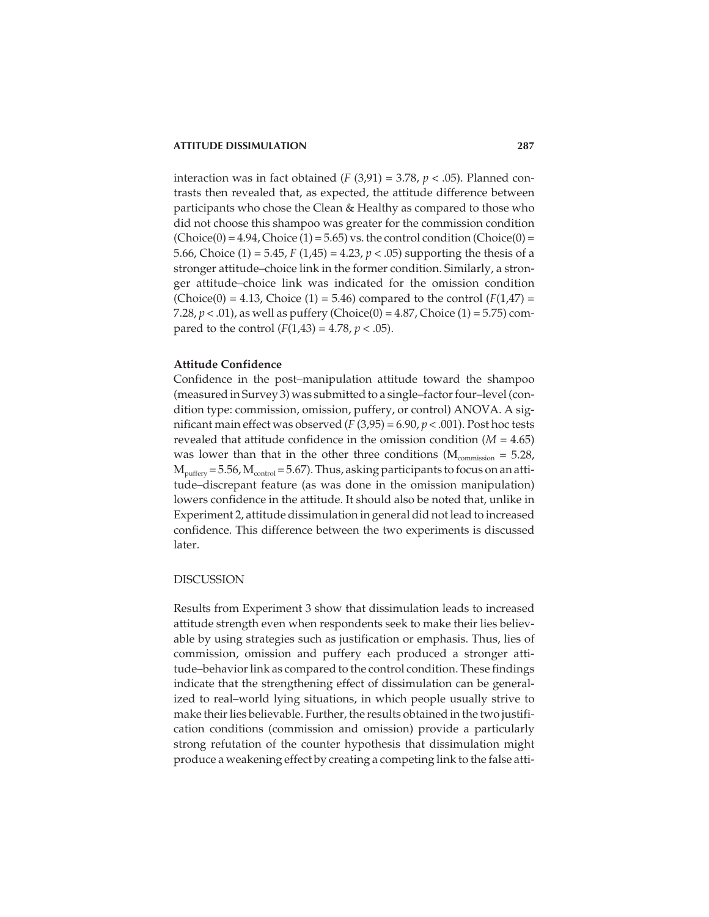interaction was in fact obtained ($F$ (3,91) = 3.78, $p < .05$). Planned contrasts then revealed that, as expected, the attitude difference between participants who chose the Clean & Healthy as compared to those who did not choose this shampoo was greater for the commission condition (Choice(0) = 4.94, Choice (1) = 5.65) vs. the control condition (Choice(0) = 5.66, Choice (1) = 5.45, $F$ (1,45) = 4.23, $p < .05$) supporting the thesis of a stronger attitude–choice link in the former condition. Similarly, a stronger attitude–choice link was indicated for the omission condition (Choice(0) = 4.13, Choice (1) = 5.46) compared to the control ($F$(1,47) = 7.28, $p < .01$), as well as puffery (Choice(0) = 4.87, Choice (1) = 5.75) compared to the control ($F$(1,43) = 4.78, $p < .05$).

### Attitude Confidence

Confidence in the post–manipulation attitude toward the shampoo (measured in Survey 3) was submitted to a single–factor four–level (condition type: commission, omission, puffery, or control) ANOVA. A significant main effect was observed ($F$ (3,95) = 6.90, $p < .001$). Post hoc tests revealed that attitude confidence in the omission condition ($M$ = 4.65) was lower than that in the other three conditions ($M_{commission}$ = 5.28, $M_{puffery}$ = 5.56, $M_{control}$ = 5.67). Thus, asking participants to focus on an attitude–discrepant feature (as was done in the omission manipulation) lowers confidence in the attitude. It should also be noted that, unlike in Experiment 2, attitude dissimulation in general did not lead to increased confidence. This difference between the two experiments is discussed later.

## DISCUSSION

Results from Experiment 3 show that dissimulation leads to increased attitude strength even when respondents seek to make their lies believable by using strategies such as justification or emphasis. Thus, lies of commission, omission and puffery each produced a stronger attitude–behavior link as compared to the control condition. These findings indicate that the strengthening effect of dissimulation can be generalized to real–world lying situations, in which people usually strive to make their lies believable. Further, the results obtained in the two justification conditions (commission and omission) provide a particularly strong refutation of the counter hypothesis that dissimulation might produce a weakening effect by creating a competing link to the false atti-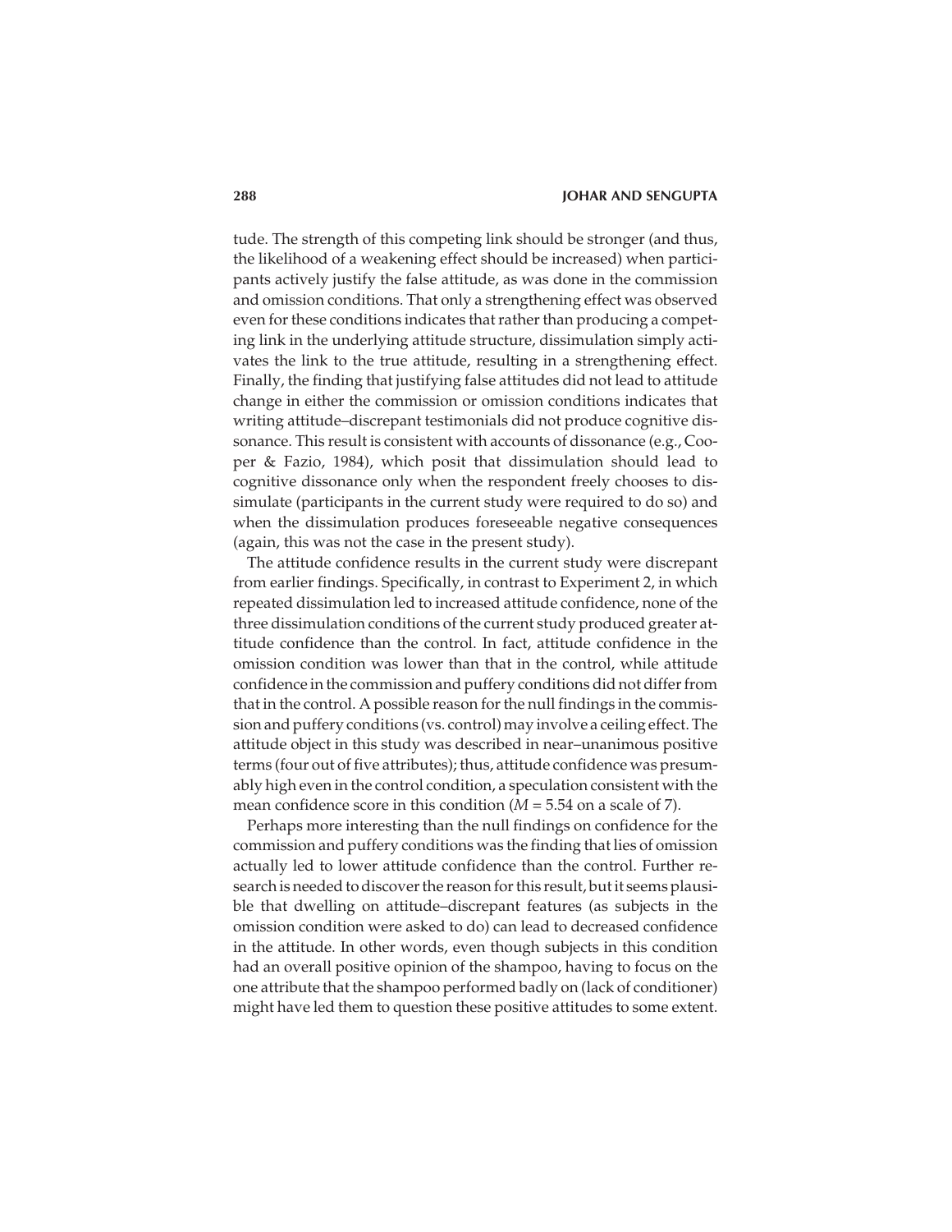tude. The strength of this competing link should be stronger (and thus, the likelihood of a weakening effect should be increased) when participants actively justify the false attitude, as was done in the commission and omission conditions. That only a strengthening effect was observed even for these conditions indicates that rather than producing a competing link in the underlying attitude structure, dissimulation simply activates the link to the true attitude, resulting in a strengthening effect. Finally, the finding that justifying false attitudes did not lead to attitude change in either the commission or omission conditions indicates that writing attitude–discrepant testimonials did not produce cognitive dissonance. This result is consistent with accounts of dissonance (e.g., Cooper & Fazio, 1984), which posit that dissimulation should lead to cognitive dissonance only when the respondent freely chooses to dissimulate (participants in the current study were required to do so) and when the dissimulation produces foreseeable negative consequences (again, this was not the case in the present study).

The attitude confidence results in the current study were discrepant from earlier findings. Specifically, in contrast to Experiment 2, in which repeated dissimulation led to increased attitude confidence, none of the three dissimulation conditions of the current study produced greater attitude confidence than the control. In fact, attitude confidence in the omission condition was lower than that in the control, while attitude confidence in the commission and puffery conditions did not differ from that in the control. A possible reason for the null findings in the commission and puffery conditions (vs. control) may involve a ceiling effect. The attitude object in this study was described in near–unanimous positive terms (four out of five attributes); thus, attitude confidence was presumably high even in the control condition, a speculation consistent with the mean confidence score in this condition ($M = 5.54$ on a scale of 7).

Perhaps more interesting than the null findings on confidence for the commission and puffery conditions was the finding that lies of omission actually led to lower attitude confidence than the control. Further research is needed to discover the reason for this result, but it seems plausible that dwelling on attitude–discrepant features (as subjects in the omission condition were asked to do) can lead to decreased confidence in the attitude. In other words, even though subjects in this condition had an overall positive opinion of the shampoo, having to focus on the one attribute that the shampoo performed badly on (lack of conditioner) might have led them to question these positive attitudes to some extent.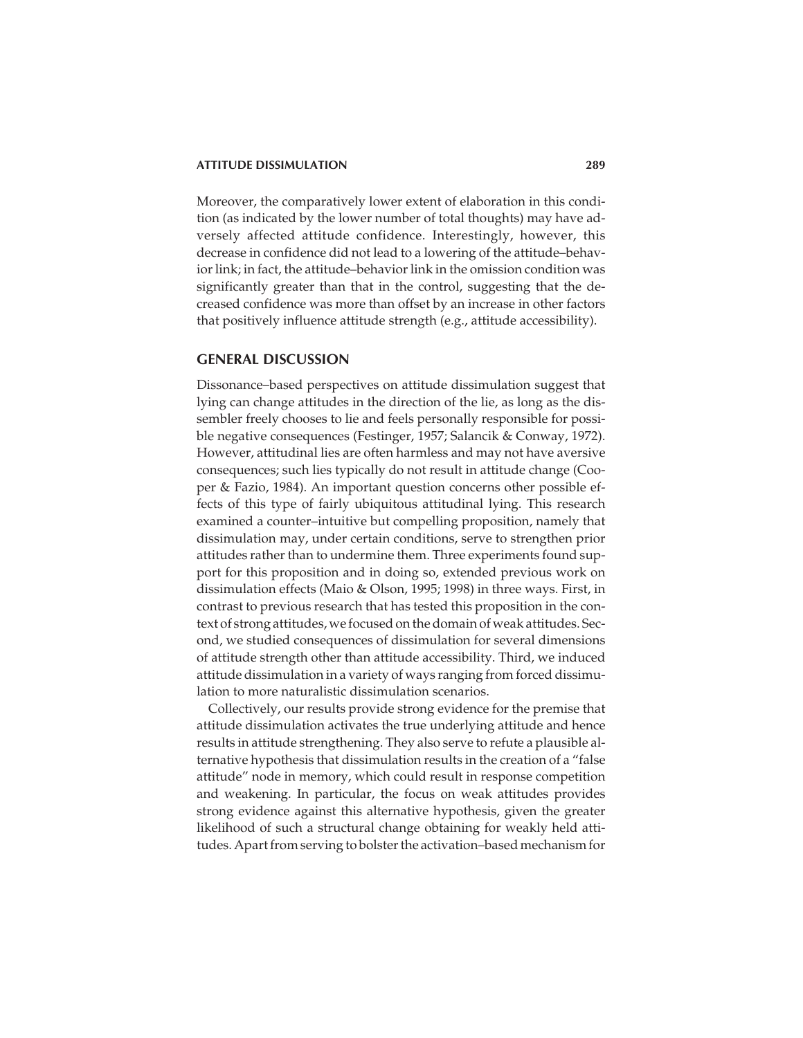Moreover, the comparatively lower extent of elaboration in this condition (as indicated by the lower number of total thoughts) may have adversely affected attitude confidence. Interestingly, however, this decrease in confidence did not lead to a lowering of the attitude–behavior link; in fact, the attitude–behavior link in the omission condition was significantly greater than that in the control, suggesting that the decreased confidence was more than offset by an increase in other factors that positively influence attitude strength (e.g., attitude accessibility).

## GENERAL DISCUSSION

Dissonance–based perspectives on attitude dissimulation suggest that lying can change attitudes in the direction of the lie, as long as the dissembler freely chooses to lie and feels personally responsible for possible negative consequences (Festinger, 1957; Salancik & Conway, 1972). However, attitudinal lies are often harmless and may not have aversive consequences; such lies typically do not result in attitude change (Cooper & Fazio, 1984). An important question concerns other possible effects of this type of fairly ubiquitous attitudinal lying. This research examined a counter–intuitive but compelling proposition, namely that dissimulation may, under certain conditions, serve to strengthen prior attitudes rather than to undermine them. Three experiments found support for this proposition and in doing so, extended previous work on dissimulation effects (Maio & Olson, 1995; 1998) in three ways. First, in contrast to previous research that has tested this proposition in the context of strong attitudes, we focused on the domain of weak attitudes. Second, we studied consequences of dissimulation for several dimensions of attitude strength other than attitude accessibility. Third, we induced attitude dissimulation in a variety of ways ranging from forced dissimulation to more naturalistic dissimulation scenarios.

Collectively, our results provide strong evidence for the premise that attitude dissimulation activates the true underlying attitude and hence results in attitude strengthening. They also serve to refute a plausible alternative hypothesis that dissimulation results in the creation of a "false attitude" node in memory, which could result in response competition and weakening. In particular, the focus on weak attitudes provides strong evidence against this alternative hypothesis, given the greater likelihood of such a structural change obtaining for weakly held attitudes. Apart from serving to bolster the activation–based mechanism for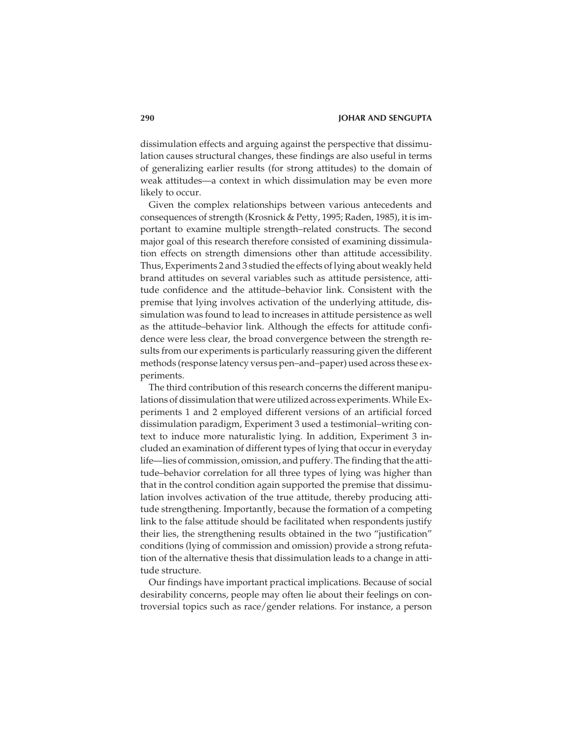dissimulation effects and arguing against the perspective that dissimulation causes structural changes, these findings are also useful in terms of generalizing earlier results (for strong attitudes) to the domain of weak attitudes—a context in which dissimulation may be even more likely to occur.

Given the complex relationships between various antecedents and consequences of strength (Krosnick & Petty, 1995; Raden, 1985), it is important to examine multiple strength–related constructs. The second major goal of this research therefore consisted of examining dissimulation effects on strength dimensions other than attitude accessibility. Thus, Experiments 2 and 3 studied the effects of lying about weakly held brand attitudes on several variables such as attitude persistence, attitude confidence and the attitude–behavior link. Consistent with the premise that lying involves activation of the underlying attitude, dissimulation was found to lead to increases in attitude persistence as well as the attitude–behavior link. Although the effects for attitude confidence were less clear, the broad convergence between the strength results from our experiments is particularly reassuring given the different methods (response latency versus pen–and–paper) used across these experiments.

The third contribution of this research concerns the different manipulations of dissimulation that were utilized across experiments. While Experiments 1 and 2 employed different versions of an artificial forced dissimulation paradigm, Experiment 3 used a testimonial–writing context to induce more naturalistic lying. In addition, Experiment 3 included an examination of different types of lying that occur in everyday life—lies of commission, omission, and puffery. The finding that the attitude–behavior correlation for all three types of lying was higher than that in the control condition again supported the premise that dissimulation involves activation of the true attitude, thereby producing attitude strengthening. Importantly, because the formation of a competing link to the false attitude should be facilitated when respondents justify their lies, the strengthening results obtained in the two "justification" conditions (lying of commission and omission) provide a strong refutation of the alternative thesis that dissimulation leads to a change in attitude structure.

Our findings have important practical implications. Because of social desirability concerns, people may often lie about their feelings on controversial topics such as race/gender relations. For instance, a person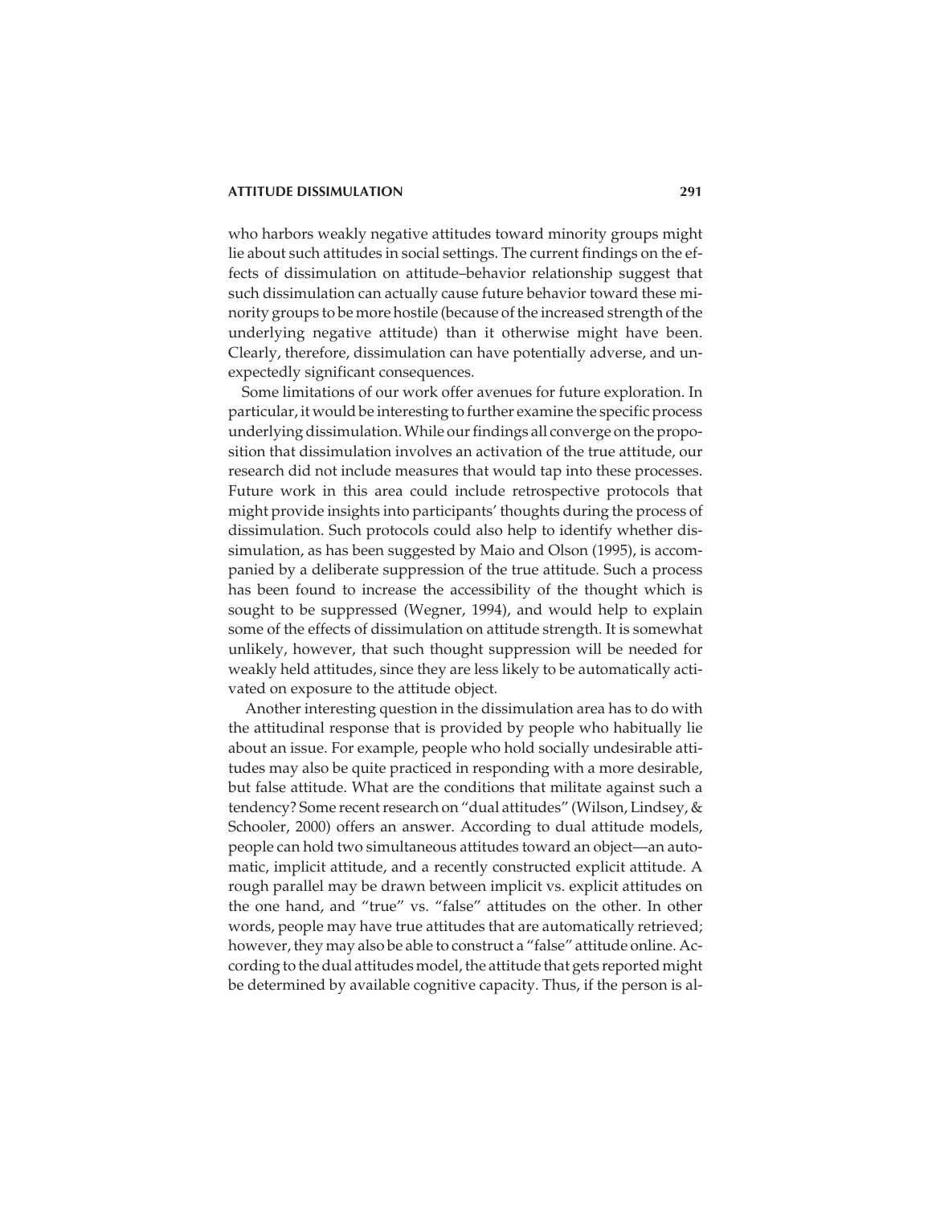who harbors weakly negative attitudes toward minority groups might lie about such attitudes in social settings. The current findings on the effects of dissimulation on attitude–behavior relationship suggest that such dissimulation can actually cause future behavior toward these minority groups to be more hostile (because of the increased strength of the underlying negative attitude) than it otherwise might have been. Clearly, therefore, dissimulation can have potentially adverse, and unexpectedly significant consequences.

Some limitations of our work offer avenues for future exploration. In particular, it would be interesting to further examine the specific process underlying dissimulation. While our findings all converge on the proposition that dissimulation involves an activation of the true attitude, our research did not include measures that would tap into these processes. Future work in this area could include retrospective protocols that might provide insights into participants' thoughts during the process of dissimulation. Such protocols could also help to identify whether dissimulation, as has been suggested by Maio and Olson (1995), is accompanied by a deliberate suppression of the true attitude. Such a process has been found to increase the accessibility of the thought which is sought to be suppressed (Wegner, 1994), and would help to explain some of the effects of dissimulation on attitude strength. It is somewhat unlikely, however, that such thought suppression will be needed for weakly held attitudes, since they are less likely to be automatically activated on exposure to the attitude object.

Another interesting question in the dissimulation area has to do with the attitudinal response that is provided by people who habitually lie about an issue. For example, people who hold socially undesirable attitudes may also be quite practiced in responding with a more desirable, but false attitude. What are the conditions that militate against such a tendency? Some recent research on "dual attitudes" (Wilson, Lindsey, & Schooler, 2000) offers an answer. According to dual attitude models, people can hold two simultaneous attitudes toward an object—an automatic, implicit attitude, and a recently constructed explicit attitude. A rough parallel may be drawn between implicit vs. explicit attitudes on the one hand, and "true" vs. "false" attitudes on the other. In other words, people may have true attitudes that are automatically retrieved; however, they may also be able to construct a "false" attitude online. According to the dual attitudes model, the attitude that gets reported might be determined by available cognitive capacity. Thus, if the person is al-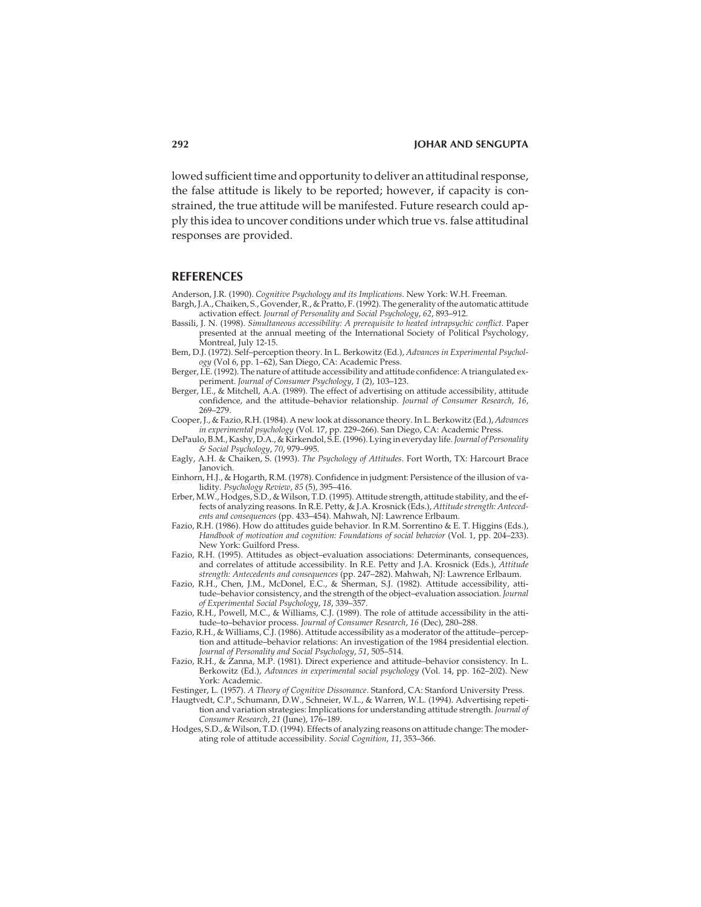lowed sufficient time and opportunity to deliver an attitudinal response, the false attitude is likely to be reported; however, if capacity is constrained, the true attitude will be manifested. Future research could apply this idea to uncover conditions under which true vs. false attitudinal responses are provided.

## REFERENCES

Anderson, J.R. (1990). *Cognitive Psychology and its Implications*. New York: W.H. Freeman.

Bargh, J.A., Chaiken, S., Govender, R., & Pratto, F. (1992). The generality of the automatic attitude activation effect. *Journal of Personality and Social Psychology*, *62*, 893–912.

Bassili, J. N. (1998). *Simultaneous accessibility: A prerequisite to heated intrapsychic conflict.* Paper presented at the annual meeting of the International Society of Political Psychology, Montreal, July 12-15.

Bem, D.J. (1972). Self–perception theory. In L. Berkowitz (Ed.), *Advances in Experimental Psychology* (Vol 6, pp. 1–62), San Diego, CA: Academic Press.

Berger, I.E. (1992). The nature of attitude accessibility and attitude confidence: A triangulated experiment. *Journal of Consumer Psychology*, *1* (2), 103–123.

Berger, I.E., & Mitchell, A.A. (1989). The effect of advertising on attitude accessibility, attitude confidence, and the attitude–behavior relationship. *Journal of Consumer Research*, *16*, 269–279.

Cooper, J., & Fazio, R.H. (1984). A new look at dissonance theory. In L. Berkowitz (Ed.), *Advances in experimental psychology* (Vol. 17, pp. 229–266). San Diego, CA: Academic Press.

DePaulo, B.M., Kashy, D.A., & Kirkendol, S.E. (1996). Lying in everyday life. *Journal of Personality & Social Psychology*, *70*, 979–995.

Eagly, A.H. & Chaiken, S. (1993). *The Psychology of Attitudes*. Fort Worth, TX: Harcourt Brace Janovich.

Einhorn, H.J., & Hogarth, R.M. (1978). Confidence in judgment: Persistence of the illusion of validity. *Psychology Review*, *85* (5), 395–416.

Erber, M.W., Hodges, S.D., & Wilson, T.D. (1995). Attitude strength, attitude stability, and the effects of analyzing reasons. In R.E. Petty, & J.A. Krosnick (Eds.), *Attitude strength: Antecedents and consequences* (pp. 433–454). Mahwah, NJ: Lawrence Erlbaum.

Fazio, R.H. (1986). How do attitudes guide behavior. In R.M. Sorrentino & E. T. Higgins (Eds.), *Handbook of motivation and cognition: Foundations of social behavior* (Vol. 1, pp. 204–233). New York: Guilford Press.

Fazio, R.H. (1995). Attitudes as object–evaluation associations: Determinants, consequences, and correlates of attitude accessibility. In R.E. Petty and J.A. Krosnick (Eds.), *Attitude strength: Antecedents and consequences* (pp. 247–282). Mahwah, NJ: Lawrence Erlbaum.

Fazio, R.H., Chen, J.M., McDonel, E.C., & Sherman, S.J. (1982). Attitude accessibility, attitude–behavior consistency, and the strength of the object–evaluation association. *Journal of Experimental Social Psychology*, *18*, 339–357.

Fazio, R.H., Powell, M.C., & Williams, C.J. (1989). The role of attitude accessibility in the attitude–to–behavior process. *Journal of Consumer Research*, *16* (Dec), 280–288.

Fazio, R.H., & Williams, C.J. (1986). Attitude accessibility as a moderator of the attitude–perception and attitude–behavior relations: An investigation of the 1984 presidential election. *Journal of Personality and Social Psychology*, *51*, 505–514.

Fazio, R.H., & Zanna, M.P. (1981). Direct experience and attitude–behavior consistency. In L. Berkowitz (Ed.), *Advances in experimental social psychology* (Vol. 14, pp. 162–202). New York: Academic.

Festinger, L. (1957). *A Theory of Cognitive Dissonance*. Stanford, CA: Stanford University Press.

Haugtvedt, C.P., Schumann, D.W., Schneier, W.L., & Warren, W.L. (1994). Advertising repetition and variation strategies: Implications for understanding attitude strength. *Journal of Consumer Research*, *21* (June), 176–189.

Hodges, S.D., & Wilson, T.D. (1994). Effects of analyzing reasons on attitude change: The moderating role of attitude accessibility. *Social Cognition*, *11*, 353–366.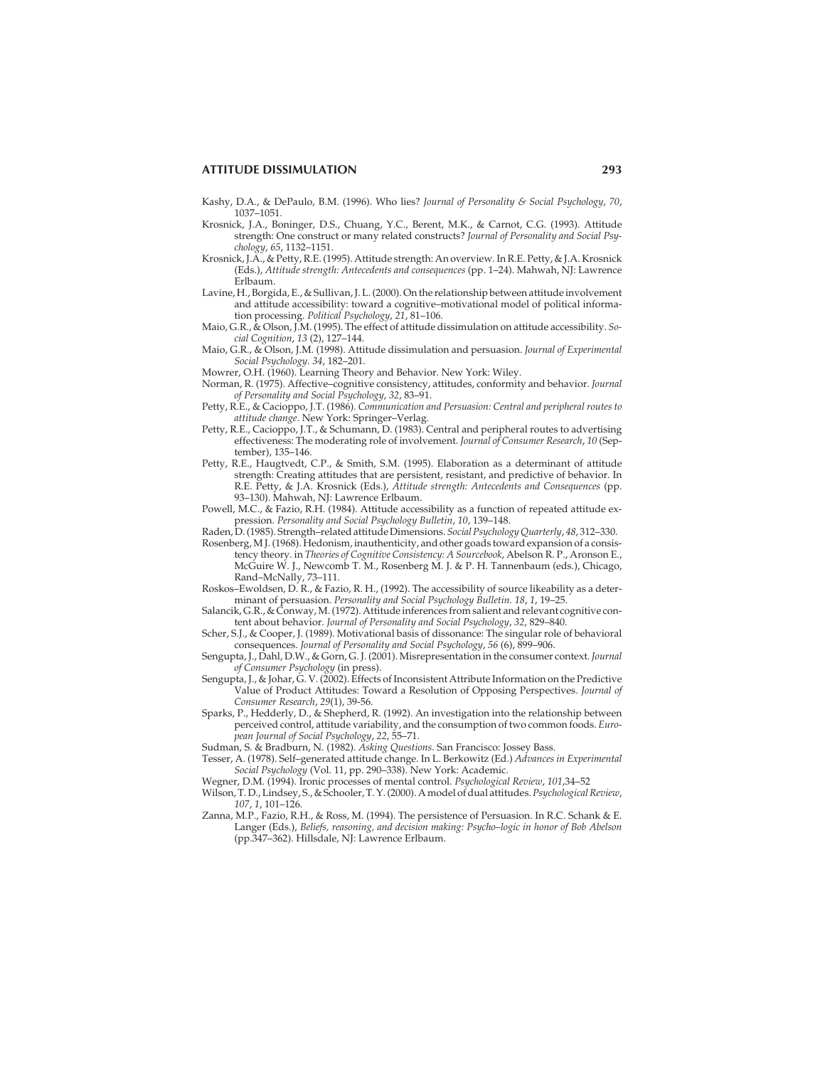Kashy, D.A., & DePaulo, B.M. (1996). Who lies? *Journal of Personality & Social Psychology*, *70*, 1037–1051.

Krosnick, J.A., Boninger, D.S., Chuang, Y.C., Berent, M.K., & Carnot, C.G. (1993). Attitude strength: One construct or many related constructs? *Journal of Personality and Social Psychology*, *65*, 1132–1151.

Krosnick, J.A., & Petty, R.E. (1995). Attitude strength: An overview. In R.E. Petty, & J.A. Krosnick (Eds.), *Attitude strength: Antecedents and consequences* (pp. 1–24). Mahwah, NJ: Lawrence Erlbaum.

Lavine, H., Borgida, E., & Sullivan, J. L. (2000). On the relationship between attitude involvement and attitude accessibility: toward a cognitive–motivational model of political information processing. *Political Psychology*, *21*, 81–106.

Maio, G.R., & Olson, J.M. (1995). The effect of attitude dissimulation on attitude accessibility. *Social Cognition*, *13* (2), 127–144.

Maio, G.R., & Olson, J.M. (1998). Attitude dissimulation and persuasion. *Journal of Experimental Social Psychology*. *34*, 182–201.

Mowrer, O.H. (1960). Learning Theory and Behavior. New York: Wiley.

Norman, R. (1975). Affective–cognitive consistency, attitudes, conformity and behavior. *Journal of Personality and Social Psychology*, *32*, 83–91.

Petty, R.E., & Cacioppo, J.T. (1986). *Communication and Persuasion: Central and peripheral routes to attitude change*. New York: Springer–Verlag.

Petty, R.E., Cacioppo, J.T., & Schumann, D. (1983). Central and peripheral routes to advertising effectiveness: The moderating role of involvement. *Journal of Consumer Research*, *10* (September), 135–146.

Petty, R.E., Haugtvedt, C.P., & Smith, S.M. (1995). Elaboration as a determinant of attitude strength: Creating attitudes that are persistent, resistant, and predictive of behavior. In R.E. Petty, & J.A. Krosnick (Eds.), *Attitude strength: Antecedents and Consequences* (pp. 93–130). Mahwah, NJ: Lawrence Erlbaum.

Powell, M.C., & Fazio, R.H. (1984). Attitude accessibility as a function of repeated attitude expression. *Personality and Social Psychology Bulletin*, *10*, 139–148.

Raden, D. (1985). Strength–related attitude Dimensions. *Social Psychology Quarterly*, *48*, 312–330.

Rosenberg, M J. (1968). Hedonism, inauthenticity, and other goads toward expansion of a consistency theory. in *Theories of Cognitive Consistency: A Sourcebook*, Abelson R. P., Aronson E., McGuire W. J., Newcomb T. M., Rosenberg M. J. & P. H. Tannenbaum (eds.), Chicago, Rand–McNally, 73–111.

Roskos–Ewoldsen, D. R., & Fazio, R. H., (1992). The accessibility of source likeability as a determinant of persuasion. *Personality and Social Psychology Bulletin*. *18*, *1*, 19–25.

Salancik, G.R., & Conway, M. (1972). Attitude inferences from salient and relevant cognitive content about behavior. *Journal of Personality and Social Psychology*, *32*, 829–840.

Scher, S.J., & Cooper, J. (1989). Motivational basis of dissonance: The singular role of behavioral consequences. *Journal of Personality and Social Psychology*, *56* (6), 899–906.

Sengupta, J., Dahl, D.W., & Gorn, G. J. (2001). Misrepresentation in the consumer context. *Journal of Consumer Psychology* (in press).

Sengupta, J., & Johar, G. V. (2002). Effects of Inconsistent Attribute Information on the Predictive Value of Product Attitudes: Toward a Resolution of Opposing Perspectives. *Journal of Consumer Research*, *29*(1), 39-56.

Sparks, P., Hedderly, D., & Shepherd, R. (1992). An investigation into the relationship between perceived control, attitude variability, and the consumption of two common foods. *European Journal of Social Psychology*, *22*, 55–71.

Sudman, S. & Bradburn, N. (1982). *Asking Questions*. San Francisco: Jossey Bass.

Tesser, A. (1978). Self–generated attitude change. In L. Berkowitz (Ed.) *Advances in Experimental Social Psychology* (Vol. 11, pp. 290–338). New York: Academic.

Wegner, D.M. (1994). Ironic processes of mental control. *Psychological Review*, *101*,34–52

Wilson, T. D., Lindsey, S., & Schooler, T. Y. (2000). A model of dual attitudes. *Psychological Review*, *107*, *1*, 101–126.

Zanna, M.P., Fazio, R.H., & Ross, M. (1994). The persistence of Persuasion. In R.C. Schank & E. Langer (Eds.), *Beliefs, reasoning, and decision making: Psycho–logic in honor of Bob Abelson* (pp.347–362). Hillsdale, NJ: Lawrence Erlbaum.